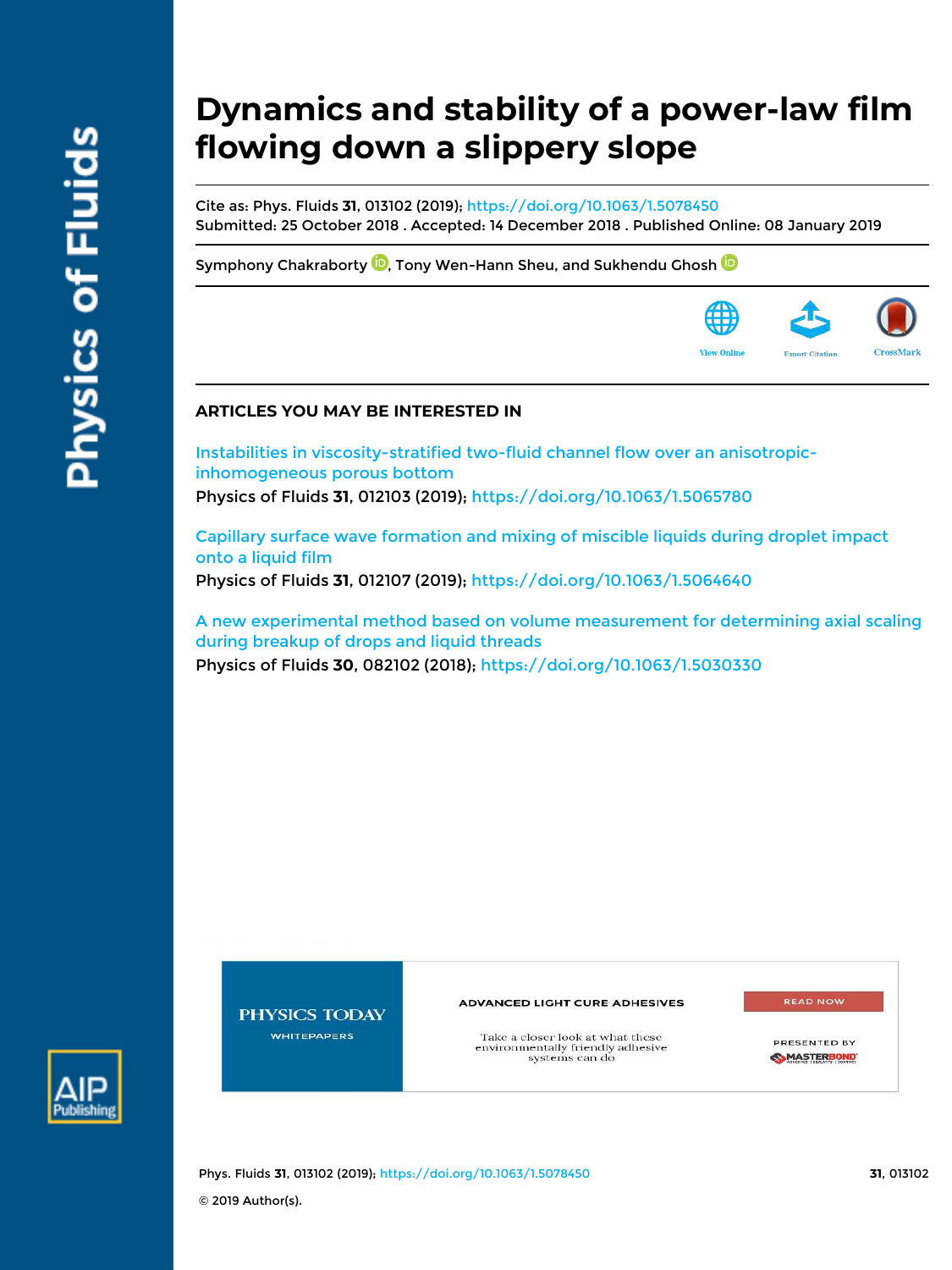# Dynamics and stability of a power-law film flowing down a slippery slope

Cite as: Phys. Fluids **31**, 013102 (2019); https://doi.org/10.1063/1.5078450
Submitted: 25 October 2018 . Accepted: 14 December 2018 . Published Online: 08 January 2019

Symphony Chakraborty, Tony Wen-Hann Sheu, and Sukhendu Ghosh

## ARTICLES YOU MAY BE INTERESTED IN

Instabilities in viscosity-stratified two-fluid channel flow over an anisotropic-inhomogeneous porous bottom
Physics of Fluids **31**, 012103 (2019); https://doi.org/10.1063/1.5065780

Capillary surface wave formation and mixing of miscible liquids during droplet impact onto a liquid film
Physics of Fluids **31**, 012107 (2019); https://doi.org/10.1063/1.5064640

A new experimental method based on volume measurement for determining axial scaling during breakup of drops and liquid threads
Physics of Fluids **30**, 082102 (2018); https://doi.org/10.1063/1.5030330

© 2019 Author(s).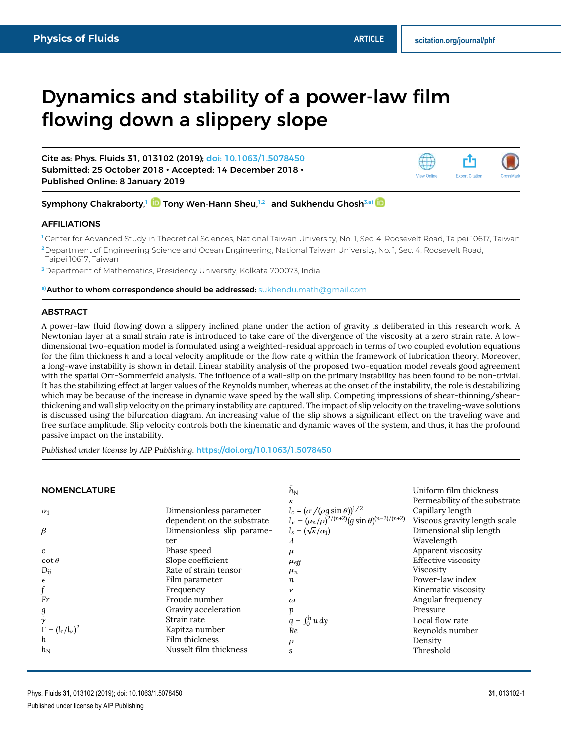# Dynamics and stability of a power-law film flowing down a slippery slope

Cite as: Phys. Fluids 31, 013102 (2019); doi: 10.1063/1.5078450
Submitted: 25 October 2018 • Accepted: 14 December 2018 •
Published Online: 8 January 2019

Symphony Chakraborty,[1] Tony Wen-Hann Sheu,[1,2] and Sukhendu Ghosh[3,a)]

## AFFILIATIONS

[1] Center for Advanced Study in Theoretical Sciences, National Taiwan University, No. 1, Sec. 4, Roosevelt Road, Taipei 10617, Taiwan

[2] Department of Engineering Science and Ocean Engineering, National Taiwan University, No. 1, Sec. 4, Roosevelt Road, Taipei 10617, Taiwan

[3] Department of Mathematics, Presidency University, Kolkata 700073, India

[a)] **Author to whom correspondence should be addressed:** sukhendu.math@gmail.com

## ABSTRACT

A power-law fluid flowing down a slippery inclined plane under the action of gravity is deliberated in this research work. A Newtonian layer at a small strain rate is introduced to take care of the divergence of the viscosity at a zero strain rate. A low-dimensional two-equation model is formulated using a weighted-residual approach in terms of two coupled evolution equations for the film thickness $h$ and a local velocity amplitude or the flow rate $q$ within the framework of lubrication theory. Moreover, a long-wave instability is shown in detail. Linear stability analysis of the proposed two-equation model reveals good agreement with the spatial Orr-Sommerfeld analysis. The influence of a wall-slip on the primary instability has been found to be non-trivial. It has the stabilizing effect at larger values of the Reynolds number, whereas at the onset of the instability, the role is destabilizing which may be because of the increase in dynamic wave speed by the wall slip. Competing impressions of shear-thinning/shear-thickening and wall slip velocity on the primary instability are captured. The impact of slip velocity on the traveling-wave solutions is discussed using the bifurcation diagram. An increasing value of the slip shows a significant effect on the traveling wave and free surface amplitude. Slip velocity controls both the kinematic and dynamic waves of the system, and thus, it has the profound passive impact on the instability.

*Published under license by AIP Publishing.* https://doi.org/10.1063/1.5078450

## NOMENCLATURE

| Symbol | Description |
|---|---|
| $\alpha_1$ | Dimensionless parameter dependent on the substrate |
| $\beta$ | Dimensionless slip parameter |
| $c$ | Phase speed |
| $\cot\theta$ | Slope coefficient |
| $D_{ij}$ | Rate of strain tensor |
| $\epsilon$ | Film parameter |
| $f$ | Frequency |
| $Fr$ | Froude number |
| $g$ | Gravity acceleration |
| $\dot{\gamma}$ | Strain rate |
| $\Gamma = (l_c/l_\nu)^2$ | Kapitza number |
| $h$ | Film thickness |
| $h_N$ | Nusselt film thickness |
| $\bar{h}_N$ | Uniform film thickness |
| $\kappa$ | Permeability of the substrate |
| $l_c = (\sigma/(\rho g \sin\theta))^{1/2}$ | Capillary length |
| $l_\nu = (\mu_n/\rho)^{2/(n+2)}(g\sin\theta)^{(n-2)/(n+2)}$ | Viscous gravity length scale |
| $l_s = (\sqrt{\kappa}/\alpha_1)$ | Dimensional slip length |
| $\lambda$ | Wavelength |
| $\mu$ | Apparent viscosity |
| $\mu_{eff}$ | Effective viscosity |
| $\mu_n$ | Viscosity |
| $n$ | Power-law index |
| $\nu$ | Kinematic viscosity |
| $\omega$ | Angular frequency |
| $p$ | Pressure |
| $q = \int_0^h u\,dy$ | Local flow rate |
| $Re$ | Reynolds number |
| $\rho$ | Density |
| $s$ | Threshold |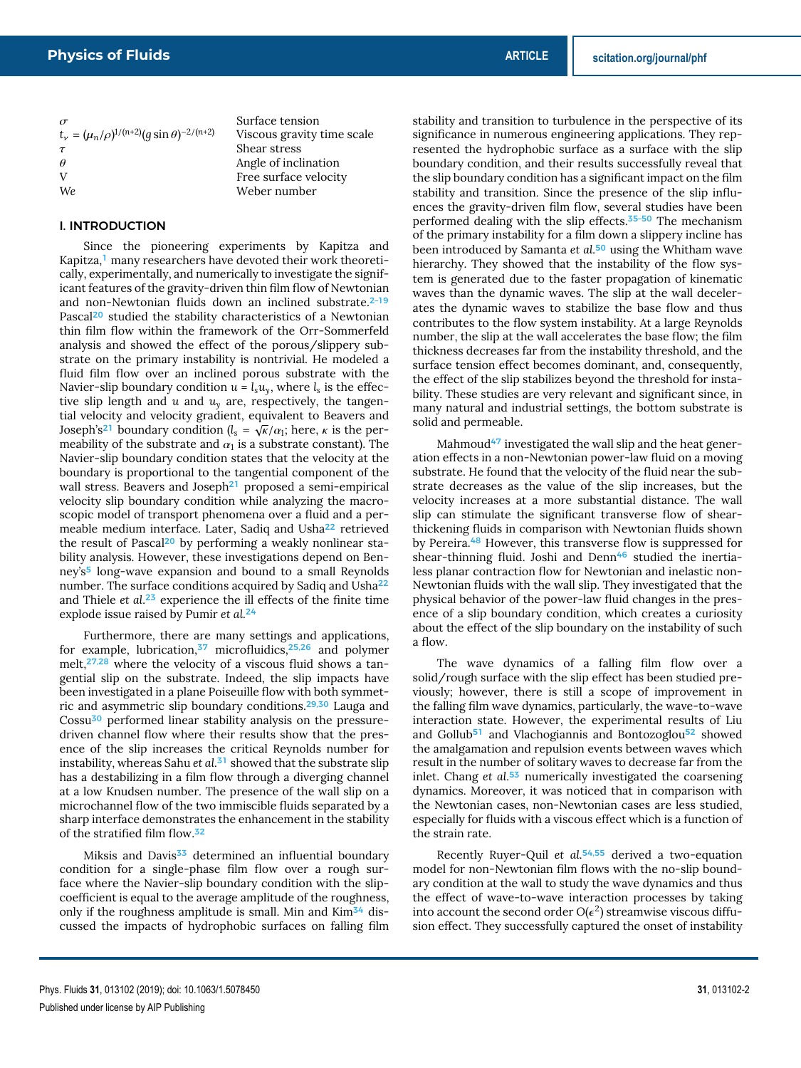| | |
|---|---|
| $\sigma$ | Surface tension |
| $t_\nu = (\mu_n/\rho)^{1/(n+2)}(g\sin\theta)^{-2/(n+2)}$ | Viscous gravity time scale |
| $\tau$ | Shear stress |
| $\theta$ | Angle of inclination |
| V | Free surface velocity |
| $We$ | Weber number |

## I. INTRODUCTION

Since the pioneering experiments by Kapitza and Kapitza,[1] many researchers have devoted their work theoretically, experimentally, and numerically to investigate the significant features of the gravity-driven thin film flow of Newtonian and non-Newtonian fluids down an inclined substrate.[2–19] Pascal[20] studied the stability characteristics of a Newtonian thin film flow within the framework of the Orr-Sommerfeld analysis and showed the effect of the porous/slippery substrate on the primary instability is nontrivial. He modeled a fluid film flow over an inclined porous substrate with the Navier-slip boundary condition $u = l_s u_y$, where $l_s$ is the effective slip length and $u$ and $u_y$ are, respectively, the tangential velocity and velocity gradient, equivalent to Beavers and Joseph's[21] boundary condition ($l_s = \sqrt{\kappa}/\alpha_1$; here, $\kappa$ is the permeability of the substrate and $\alpha_1$ is a substrate constant). The Navier-slip boundary condition states that the velocity at the boundary is proportional to the tangential component of the wall stress. Beavers and Joseph[21] proposed a semi-empirical velocity slip boundary condition while analyzing the macroscopic model of transport phenomena over a fluid and a permeable medium interface. Later, Sadiq and Usha[22] retrieved the result of Pascal[20] by performing a weakly nonlinear stability analysis. However, these investigations depend on Benney's[5] long-wave expansion and bound to a small Reynolds number. The surface conditions acquired by Sadiq and Usha[22] and Thiele *et al.*[23] experience the ill effects of the finite time explode issue raised by Pumir *et al.*[24]

Furthermore, there are many settings and applications, for example, lubrication,[37] microfluidics,[25,26] and polymer melt,[27,28] where the velocity of a viscous fluid shows a tangential slip on the substrate. Indeed, the slip impacts have been investigated in a plane Poiseuille flow with both symmetric and asymmetric slip boundary conditions.[29,30] Lauga and Cossu[30] performed linear stability analysis on the pressure-driven channel flow where their results show that the presence of the slip increases the critical Reynolds number for instability, whereas Sahu *et al.*[31] showed that the substrate slip has a destabilizing in a film flow through a diverging channel at a low Knudsen number. The presence of the wall slip on a microchannel flow of the two immiscible fluids separated by a sharp interface demonstrates the enhancement in the stability of the stratified film flow.[32]

Miksis and Davis[33] determined an influential boundary condition for a single-phase film flow over a rough surface where the Navier-slip boundary condition with the slip-coefficient is equal to the average amplitude of the roughness, only if the roughness amplitude is small. Min and Kim[34] discussed the impacts of hydrophobic surfaces on falling film stability and transition to turbulence in the perspective of its significance in numerous engineering applications. They represented the hydrophobic surface as a surface with the slip boundary condition, and their results successfully reveal that the slip boundary condition has a significant impact on the film stability and transition. Since the presence of the slip influences the gravity-driven film flow, several studies have been performed dealing with the slip effects.[35–50] The mechanism of the primary instability for a film down a slippery incline has been introduced by Samanta *et al.*[50] using the Whitham wave hierarchy. They showed that the instability of the flow system is generated due to the faster propagation of kinematic waves than the dynamic waves. The slip at the wall decelerates the dynamic waves to stabilize the base flow and thus contributes to the flow system instability. At a large Reynolds number, the slip at the wall accelerates the base flow; the film thickness decreases far from the instability threshold, and the surface tension effect becomes dominant, and, consequently, the effect of the slip stabilizes beyond the threshold for instability. These studies are very relevant and significant since, in many natural and industrial settings, the bottom substrate is solid and permeable.

Mahmoud[47] investigated the wall slip and the heat generation effects in a non-Newtonian power-law fluid on a moving substrate. He found that the velocity of the fluid near the substrate decreases as the value of the slip increases, but the velocity increases at a more substantial distance. The wall slip can stimulate the significant transverse flow of shear-thickening fluids in comparison with Newtonian fluids shown by Pereira.[48] However, this transverse flow is suppressed for shear-thinning fluid. Joshi and Denn[46] studied the inertia-less planar contraction flow for Newtonian and inelastic non-Newtonian fluids with the wall slip. They investigated that the physical behavior of the power-law fluid changes in the presence of a slip boundary condition, which creates a curiosity about the effect of the slip boundary on the instability of such a flow.

The wave dynamics of a falling film flow over a solid/rough surface with the slip effect has been studied previously; however, there is still a scope of improvement in the falling film wave dynamics, particularly, the wave-to-wave interaction state. However, the experimental results of Liu and Gollub[51] and Vlachogiannis and Bontozoglou[52] showed the amalgamation and repulsion events between waves which result in the number of solitary waves to decrease far from the inlet. Chang *et al.*[53] numerically investigated the coarsening dynamics. Moreover, it was noticed that in comparison with the Newtonian cases, non-Newtonian cases are less studied, especially for fluids with a viscous effect which is a function of the strain rate.

Recently Ruyer-Quil *et al.*[54,55] derived a two-equation model for non-Newtonian film flows with the no-slip boundary condition at the wall to study the wave dynamics and thus the effect of wave-to-wave interaction processes by taking into account the second order $O(\epsilon^2)$ streamwise viscous diffusion effect. They successfully captured the onset of instability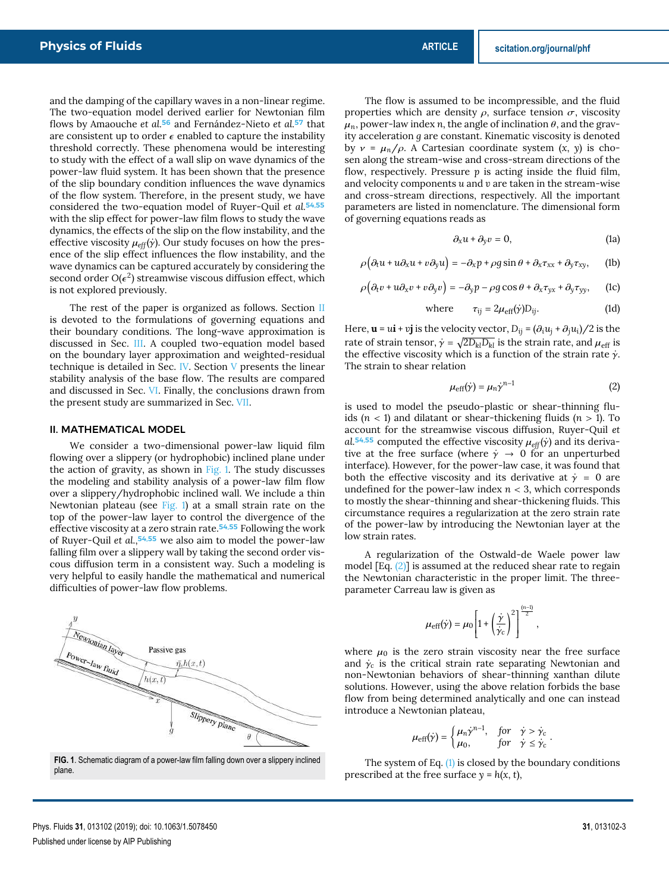and the damping of the capillary waves in a non-linear regime. The two-equation model derived earlier for Newtonian film flows by Amaouche *et al.*[56] and Fernández-Nieto *et al.*[57] that are consistent up to order $\epsilon$ enabled to capture the instability threshold correctly. These phenomena would be interesting to study with the effect of a wall slip on wave dynamics of the power-law fluid system. It has been shown that the presence of the slip boundary condition influences the wave dynamics of the flow system. Therefore, in the present study, we have considered the two-equation model of Ruyer-Quil *et al.*[54,55] with the slip effect for power-law film flows to study the wave dynamics, the effects of the slip on the flow instability, and the effective viscosity $\mu_{eff}(\dot{\gamma})$. Our study focuses on how the presence of the slip effect influences the flow instability, and the wave dynamics can be captured accurately by considering the second order $O(\epsilon^2)$ streamwise viscous diffusion effect, which is not explored previously.

The rest of the paper is organized as follows. Section II is devoted to the formulations of governing equations and their boundary conditions. The long-wave approximation is discussed in Sec. III. A coupled two-equation model based on the boundary layer approximation and weighted-residual technique is detailed in Sec. IV. Section V presents the linear stability analysis of the base flow. The results are compared and discussed in Sec. VI. Finally, the conclusions drawn from the present study are summarized in Sec. VII.

## II. MATHEMATICAL MODEL

We consider a two-dimensional power-law liquid film flowing over a slippery (or hydrophobic) inclined plane under the action of gravity, as shown in Fig. 1. The study discusses the modeling and stability analysis of a power-law film flow over a slippery/hydrophobic inclined wall. We include a thin Newtonian plateau (see Fig. 1) at a small strain rate on the top of the power-law layer to control the divergence of the effective viscosity at a zero strain rate.[54,55] Following the work of Ruyer-Quil *et al.*,[54,55] we also aim to model the power-law falling film over a slippery wall by taking the second order viscous diffusion term in a consistent way. Such a modeling is very helpful to easily handle the mathematical and numerical difficulties of power-law flow problems.

FIG. 1. Schematic diagram of a power-law film falling down over a slippery inclined plane.

The flow is assumed to be incompressible, and the fluid properties which are density $\rho$, surface tension $\sigma$, viscosity $\mu_n$, power-law index $n$, the angle of inclination $\theta$, and the gravity acceleration $g$ are constant. Kinematic viscosity is denoted by $\nu = \mu_n/\rho$. A Cartesian coordinate system $(x, y)$ is chosen along the stream-wise and cross-stream directions of the flow, respectively. Pressure $p$ is acting inside the fluid film, and velocity components $u$ and $v$ are taken in the stream-wise and cross-stream directions, respectively. All the important parameters are listed in nomenclature. The dimensional form of governing equations reads as

$$\partial_x u + \partial_y v = 0, \tag{1a}$$

$$\rho\left(\partial_t u + u\partial_x u + v\partial_y u\right) = -\partial_x p + \rho g \sin\theta + \partial_x \tau_{xx} + \partial_y \tau_{xy}, \tag{1b}$$

$$\rho\left(\partial_t v + u\partial_x v + v\partial_y v\right) = -\partial_y p - \rho g \cos\theta + \partial_x \tau_{yx} + \partial_y \tau_{yy}, \tag{1c}$$

$$\text{where} \qquad \tau_{ij} = 2\mu_{eff}(\dot{\gamma})D_{ij}. \tag{1d}$$

Here, $\mathbf{u} = u\mathbf{i} + v\mathbf{j}$ is the velocity vector, $D_{ij} = (\partial_i u_j + \partial_j u_i)/2$ is the rate of strain tensor, $\dot{\gamma} = \sqrt{2D_{kl}D_{kl}}$ is the strain rate, and $\mu_{eff}$ is the effective viscosity which is a function of the strain rate $\dot{\gamma}$. The strain to shear relation

$$\mu_{eff}(\dot{\gamma}) = \mu_n \dot{\gamma}^{n-1} \tag{2}$$

is used to model the pseudo-plastic or shear-thinning fluids ($n < 1$) and dilatant or shear-thickening fluids ($n > 1$). To account for the streamwise viscous diffusion, Ruyer-Quil *et al.*[54,55] computed the effective viscosity $\mu_{eff}(\dot{\gamma})$ and its derivative at the free surface (where $\dot{\gamma} \to 0$ for an unperturbed interface). However, for the power-law case, it was found that both the effective viscosity and its derivative at $\dot{\gamma} = 0$ are undefined for the power-law index $n < 3$, which corresponds to mostly the shear-thinning and shear-thickening fluids. This circumstance requires a regularization at the zero strain rate of the power-law by introducing the Newtonian layer at the low strain rates.

A regularization of the Ostwald-de Waele power law model [Eq. (2)] is assumed at the reduced shear rate to regain the Newtonian characteristic in the proper limit. The three-parameter Carreau law is given as

$$\mu_{eff}(\dot{\gamma}) = \mu_0\left[1 + \left(\frac{\dot{\gamma}}{\dot{\gamma}_c}\right)^2\right]^{\frac{(n-1)}{2}},$$

where $\mu_0$ is the zero strain viscosity near the free surface and $\dot{\gamma}_c$ is the critical strain rate separating Newtonian and non-Newtonian behaviors of shear-thinning xanthan dilute solutions. However, using the above relation forbids the base flow from being determined analytically and one can instead introduce a Newtonian plateau,

$$\mu_{eff}(\dot{\gamma}) = \begin{cases} \mu_n \dot{\gamma}^{n-1}, & \textit{for} \quad \dot{\gamma} > \dot{\gamma}_c \\ \mu_0, & \textit{for} \quad \dot{\gamma} \leq \dot{\gamma}_c \end{cases}.$$

The system of Eq. (1) is closed by the boundary conditions prescribed at the free surface $y = h(x, t)$,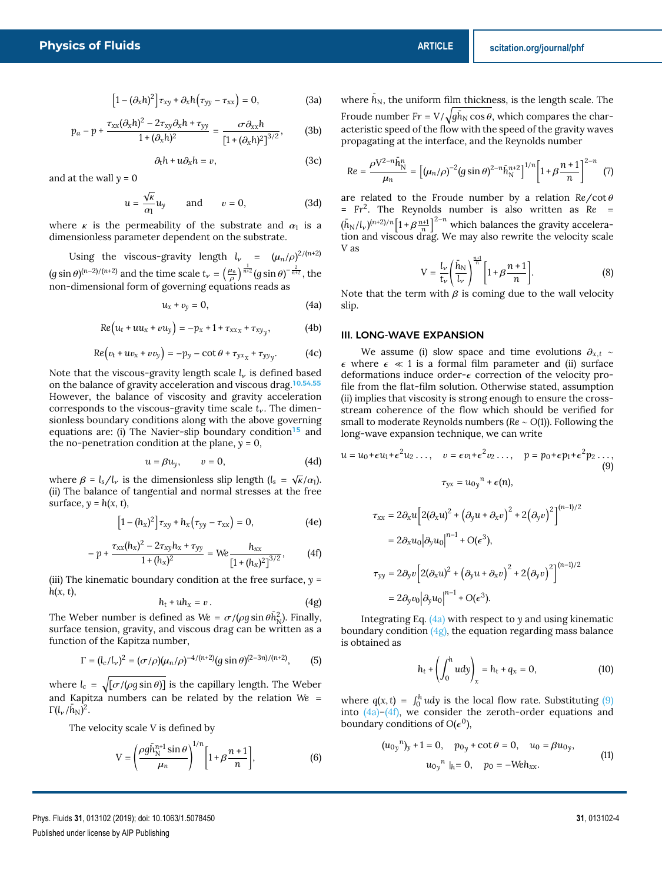$$\left[1-(\partial_x h)^2\right]\tau_{xy}+\partial_x h\left(\tau_{yy}-\tau_{xx}\right)=0, \tag{3a}$$

$$p_a-p+\frac{\tau_{xx}(\partial_x h)^2-2\tau_{xy}\partial_x h+\tau_{yy}}{1+(\partial_x h)^2}=\frac{\sigma\partial_{xx}h}{\left[1+(\partial_x h)^2\right]^{3/2}}, \tag{3b}$$

$$\partial_t h+u\partial_x h=v, \tag{3c}$$

and at the wall $y = 0$

$$u=\frac{\sqrt{\kappa}}{\alpha_1}u_y \qquad \text{and} \qquad v=0, \tag{3d}$$

where $\kappa$ is the permeability of the substrate and $\alpha_1$ is a dimensionless parameter dependent on the substrate.

Using the viscous-gravity length $l_\nu = (\mu_n/\rho)^{2/(n+2)}(g\sin\theta)^{(n-2)/(n+2)}$ and the time scale $t_\nu = \left(\frac{\mu_n}{\rho}\right)^{\frac{1}{n+2}}(g\sin\theta)^{-\frac{2}{n+2}}$, the non-dimensional form of governing equations reads as

$$u_x+v_y=0, \tag{4a}$$

$$Re\left(u_t+uu_x+vu_y\right)=-p_x+1+\tau_{xx_x}+\tau_{xy_y}, \tag{4b}$$

$$Re\left(v_t+uv_x+vv_y\right)=-p_y-\cot\theta+\tau_{yx_x}+\tau_{yy_y}. \tag{4c}$$

Note that the viscous-gravity length scale $l_\nu$ is defined based on the balance of gravity acceleration and viscous drag.[10,54,55] However, the balance of viscosity and gravity acceleration corresponds to the viscous-gravity time scale $t_\nu$. The dimensionless boundary conditions along with the above governing equations are: (i) The Navier-slip boundary condition[15] and the no-penetration condition at the plane, $y = 0$,

$$u=\beta u_y, \qquad v=0, \tag{4d}$$

where $\beta = l_s/l_\nu$ is the dimensionless slip length ($l_s = \sqrt{\kappa}/\alpha_1$). (ii) The balance of tangential and normal stresses at the free surface, $y = h(x, t)$,

$$\left[1-(h_x)^2\right]\tau_{xy}+h_x\left(\tau_{yy}-\tau_{xx}\right)=0, \tag{4e}$$

$$-p+\frac{\tau_{xx}(h_x)^2-2\tau_{xy}h_x+\tau_{yy}}{1+(h_x)^2}=We\frac{h_{xx}}{\left[1+(h_x)^2\right]^{3/2}}, \tag{4f}$$

(iii) The kinematic boundary condition at the free surface, $y = h(x, t)$,

$$h_t+uh_x=v\,. \tag{4g}$$

The Weber number is defined as $We = \sigma/(\rho g\sin\theta\bar{h}_N^2)$. Finally, surface tension, gravity, and viscous drag can be written as a function of the Kapitza number,

$$\Gamma=(l_c/l_\nu)^2=(\sigma/\rho)(\mu_n/\rho)^{-4/(n+2)}(g\sin\theta)^{(2-3n)/(n+2)}, \tag{5}$$

where $l_c = \sqrt{[\sigma/(\rho g\sin\theta)]}$ is the capillary length. The Weber and Kapitza numbers can be related by the relation $We = \Gamma(l_\nu/\bar{h}_N)^2$.

The velocity scale V is defined by

$$\mathrm{V}=\left(\frac{\rho g\bar{h}_N^{n+1}\sin\theta}{\mu_n}\right)^{1/n}\left[1+\beta\frac{n+1}{n}\right], \tag{6}$$

where $\bar{h}_N$, the uniform film thickness, is the length scale. The Froude number $Fr = \mathrm{V}/\sqrt{g\bar{h}_N\cos\theta}$, which compares the characteristic speed of the flow with the speed of the gravity waves propagating at the interface, and the Reynolds number

$$Re=\frac{\rho\mathrm{V}^{2-n}\bar{h}_N^n}{\mu_n}=\left[(\mu_n/\rho)^{-2}(g\sin\theta)^{2-n}\bar{h}_N^{n+2}\right]^{1/n}\left[1+\beta\frac{n+1}{n}\right]^{2-n} \tag{7}$$

are related to the Froude number by a relation $Re/\cot\theta = Fr^2$. The Reynolds number is also written as $Re = (\bar{h}_N/l_\nu)^{(n+2)/n}\left[1+\beta\frac{n+1}{n}\right]^{2-n}$ which balances the gravity acceleration and viscous drag. We may also rewrite the velocity scale V as

$$\mathrm{V}=\frac{l_\nu}{t_\nu}\left(\frac{\bar{h}_N}{l_\nu}\right)^{\frac{n+1}{n}}\left[1+\beta\frac{n+1}{n}\right]. \tag{8}$$

Note that the term with $\beta$ is coming due to the wall velocity slip.

## III. LONG-WAVE EXPANSION

We assume (i) slow space and time evolutions $\partial_{x,t} \sim \epsilon$ where $\epsilon \ll 1$ is a formal film parameter and (ii) surface deformations induce order-$\epsilon$ correction of the velocity profile from the flat-film solution. Otherwise stated, assumption (ii) implies that viscosity is strong enough to ensure the cross-stream coherence of the flow which should be verified for small to moderate Reynolds numbers ($Re \sim O(1)$). Following the long-wave expansion technique, we can write

$$u=u_0+\epsilon u_1+\epsilon^2u_2\ldots,\quad v=\epsilon v_1+\epsilon^2v_2\ldots,\quad p=p_0+\epsilon p_1+\epsilon^2p_2\ldots, \tag{9}$$

$$\tau_{yx}={u_0}_y{}^n+\epsilon(n),$$

$$\begin{aligned}\tau_{xx}&=2\partial_x u\left[2(\partial_x u)^2+\left(\partial_y u+\partial_x v\right)^2+2\left(\partial_y v\right)^2\right]^{(n-1)/2}\\&=2\partial_x u_0\left|\partial_y u_0\right|^{n-1}+O(\epsilon^3),\end{aligned}$$

$$\begin{aligned}\tau_{yy}&=2\partial_y v\left[2(\partial_x u)^2+\left(\partial_y u+\partial_x v\right)^2+2\left(\partial_y v\right)^2\right]^{(n-1)/2}\\&=2\partial_y v_0\left|\partial_y u_0\right|^{n-1}+O(\epsilon^3).\end{aligned}$$

Integrating Eq. (4a) with respect to $y$ and using kinematic boundary condition (4g), the equation regarding mass balance is obtained as

$$h_t+\left(\int_0^h u\,dy\right)_x=h_t+q_x=0, \tag{10}$$

where $q(x,t) = \int_0^h u\,dy$ is the local flow rate. Substituting (9) into (4a)–(4f), we consider the zeroth-order equations and boundary conditions of $O(\epsilon^0)$,

$$\begin{gathered}({u_0}_y{}^n)_y+1=0,\quad {p_0}_y+\cot\theta=0,\quad u_0=\beta {u_0}_y,\\ {u_0}_y{}^n\,|_h=0,\quad p_0=-We h_{xx}.\end{gathered} \tag{11}$$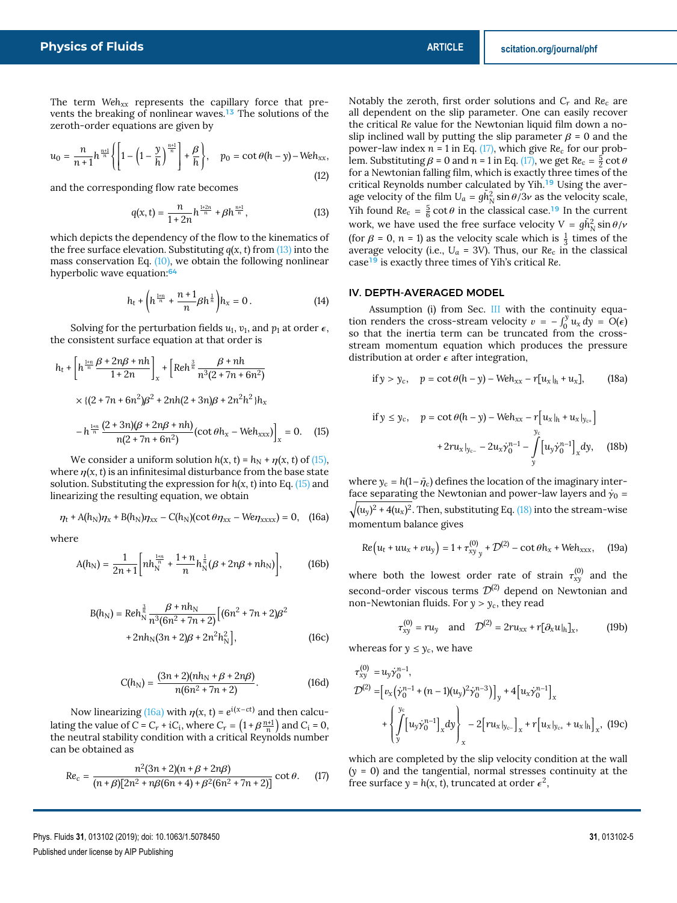The term $Weh_{xx}$ represents the capillary force that prevents the breaking of nonlinear waves.[13] The solutions of the zeroth-order equations are given by

$$u_0 = \frac{n}{n+1} h^{\frac{n+1}{n}} \left\{ \left[ 1 - \left(1 - \frac{y}{h}\right)^{\frac{n+1}{n}} \right] + \frac{\beta}{h} \right\}, \quad p_0 = \cot\theta(h-y) - Weh_{xx}, \tag{12}$$

and the corresponding flow rate becomes

$$q(x,t) = \frac{n}{1+2n} h^{\frac{1+2n}{n}} + \beta h^{\frac{n+1}{n}}, \tag{13}$$

which depicts the dependency of the flow to the kinematics of the free surface elevation. Substituting $q(x,t)$ from (13) into the mass conservation Eq. (10), we obtain the following nonlinear hyperbolic wave equation:[64]

$$h_t + \left( h^{\frac{1+n}{n}} + \frac{n+1}{n} \beta h^{\frac{1}{n}} \right) h_x = 0. \tag{14}$$

Solving for the perturbation fields $u_1$, $v_1$, and $p_1$ at order $\epsilon$, the consistent surface equation at that order is

$$h_t + \left[ h^{\frac{1+n}{n}} \frac{\beta + 2n\beta + nh}{1+2n} \right]_x + \left[ Reh^{\frac{3}{n}} \frac{\beta + nh}{n^3(2+7n+6n^2)} \right.$$
$$\times \{(2+7n+6n^2)\beta^2 + 2nh(2+3n)\beta + 2n^2h^2\} h_x$$
$$\left. - h^{\frac{1+n}{n}} \frac{(2+3n)(\beta + 2n\beta + nh)}{n(2+7n+6n^2)} (\cot\theta h_x - Weh_{xxx}) \right]_x = 0. \tag{15}$$

We consider a uniform solution $h(x,t) = h_N + \eta(x,t)$ of (15), where $\eta(x,t)$ is an infinitesimal disturbance from the base state solution. Substituting the expression for $h(x,t)$ into Eq. (15) and linearizing the resulting equation, we obtain

$$\eta_t + A(h_N)\eta_x + B(h_N)\eta_{xx} - C(h_N)(\cot\theta \eta_{xx} - We\eta_{xxxx}) = 0, \tag{16a}$$

where

$$A(h_N) = \frac{1}{2n+1} \left[ nh_N^{\frac{1+n}{n}} + \frac{1+n}{n} h_N^{\frac{1}{n}} (\beta + 2n\beta + nh_N) \right], \tag{16b}$$

$$B(h_N) = Reh_N^{\frac{3}{n}} \frac{\beta + nh_N}{n^3(6n^2+7n+2)} \left[ (6n^2+7n+2)\beta^2 + 2nh_N(3n+2)\beta + 2n^2h_N^2 \right], \tag{16c}$$

$$C(h_N) = \frac{(3n+2)(nh_N + \beta + 2n\beta)}{n(6n^2+7n+2)}. \tag{16d}$$

Now linearizing (16a) with $\eta(x,t) = e^{i(x-ct)}$ and then calculating the value of $C = C_r + iC_i$, where $C_r = \left(1 + \beta\frac{n+1}{n}\right)$ and $C_i = 0$, the neutral stability condition with a critical Reynolds number can be obtained as

$$Re_c = \frac{n^2(3n+2)(n+\beta+2n\beta)}{(n+\beta)[2n^2 + n\beta(6n+4) + \beta^2(6n^2+7n+2)]} \cot\theta. \tag{17}$$

Notably the zeroth, first order solutions and $C_r$ and $Re_c$ are all dependent on the slip parameter. One can easily recover the critical $Re$ value for the Newtonian liquid film down a no-slip inclined wall by putting the slip parameter $\beta = 0$ and the power-law index $n = 1$ in Eq. (17), which give $Re_c$ for our problem. Substituting $\beta = 0$ and $n = 1$ in Eq. (17), we get $Re_c = \frac{5}{2}\cot\theta$ for a Newtonian falling film, which is exactly three times of the critical Reynolds number calculated by Yih.[19] Using the average velocity of the film $U_a = g\bar{h}_N^2 \sin\theta/3\nu$ as the velocity scale, Yih found $Re_c = \frac{5}{6}\cot\theta$ in the classical case.[19] In the current work, we have used the free surface velocity $V = g\bar{h}_N^2 \sin\theta/\nu$ (for $\beta = 0$, $n = 1$) as the velocity scale which is $\frac{1}{3}$ times of the average velocity (i.e., $U_a = 3V$). Thus, our $Re_c$ in the classical case[19] is exactly three times of Yih's critical $Re$.

## IV. DEPTH-AVERAGED MODEL

Assumption (i) from Sec. III with the continuity equation renders the cross-stream velocity $v = -\int_0^y u_x\, dy = O(\epsilon)$ so that the inertia term can be truncated from the cross-stream momentum equation which produces the pressure distribution at order $\epsilon$ after integration,

$$\text{if } y > y_c, \quad p = \cot\theta(h-y) - Weh_{xx} - r[u_x|_h + u_x], \tag{18a}$$

$$\text{if } y \le y_c, \quad p = \cot\theta(h-y) - Weh_{xx} - r\left[u_x|_h + u_x|_{y_{c+}}\right] + 2ru_x|_{y_{c-}} - 2u_x\dot{\gamma}_0^{n-1} - \int_y^{y_c} \left[u_y\dot{\gamma}_0^{n-1}\right]_x dy, \tag{18b}$$

where $y_c = h(1-\bar{\tau}_c)$ defines the location of the imaginary interface separating the Newtonian and power-law layers and $\dot{\gamma}_0 = \sqrt{(u_y)^2 + 4(u_x)^2}$. Then, substituting Eq. (18) into the stream-wise momentum balance gives

$$Re\left(u_t + uu_x + vu_y\right) = 1 + \tau_{xy\,y}^{(0)} + \mathcal{D}^{(2)} - \cot\theta h_x + Weh_{xxx}, \tag{19a}$$

where both the lowest order rate of strain $\tau_{xy}^{(0)}$ and the second-order viscous terms $\mathcal{D}^{(2)}$ depend on Newtonian and non-Newtonian fluids. For $y > y_c$, they read

$$\tau_{xy}^{(0)} = ru_y \quad \text{and} \quad \mathcal{D}^{(2)} = 2ru_{xx} + r[\partial_x u|_h]_x, \tag{19b}$$

whereas for $y \le y_c$, we have

$$\tau_{xy}^{(0)} = u_y\dot{\gamma}_0^{n-1},$$
$$\mathcal{D}^{(2)} = \left[v_x\left(\dot{\gamma}_0^{n-1} + (n-1)(u_y)^2\dot{\gamma}_0^{n-3}\right)\right]_y + 4\left[u_x\dot{\gamma}_0^{n-1}\right]_x + \left\{ \int_y^{y_c} \left[u_y\dot{\gamma}_0^{n-1}\right]_x dy \right\}_x - 2\left[ru_x|_{y_{c-}}\right]_x + r\left[u_x|_{y_{c+}} + u_x|_h\right]_x, \tag{19c}$$

which are completed by the slip velocity condition at the wall ($y = 0$) and the tangential, normal stresses continuity at the free surface $y = h(x,t)$, truncated at order $\epsilon^2$,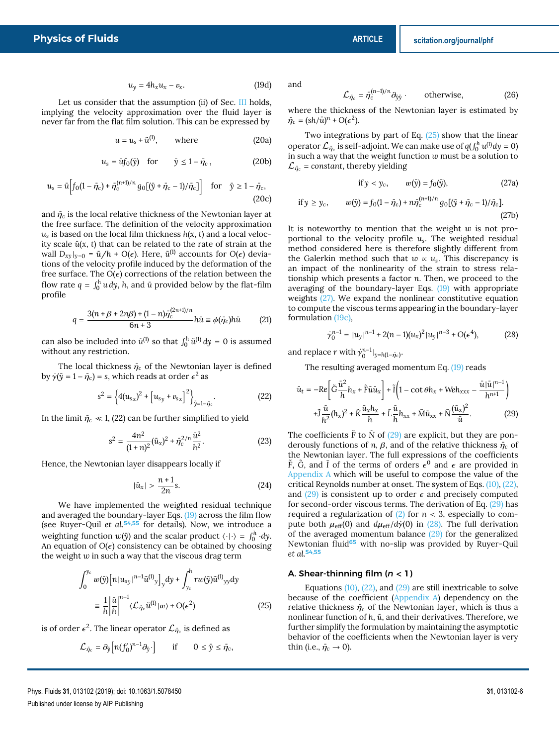$$u_y = 4h_x u_x - v_x. \tag{19d}$$

Let us consider that the assumption (ii) of Sec. III holds, implying the velocity approximation over the fluid layer is never far from the flat film solution. This can be expressed by

$$u = u_s + \tilde{u}^{(1)}, \qquad \text{where} \tag{20a}$$

$$u_s = \tilde{u} f_0(\tilde{y}) \quad \text{for} \quad \tilde{y} \le 1 - \tilde{\eta}_c\,, \tag{20b}$$

$$u_s = \tilde{u}\Big[ f_0(1-\tilde{\eta}_c) + \tilde{\eta}_c^{(n+1)/n} g_0[(\tilde{y} + \tilde{\eta}_c - 1)/\tilde{\eta}_c] \Big] \quad \text{for} \quad \tilde{y} \ge 1 - \tilde{\eta}_c, \tag{20c}$$

and $\tilde{\eta}_c$ is the local relative thickness of the Newtonian layer at the free surface. The definition of the velocity approximation $u_s$ is based on the local film thickness $h(x, t)$ and a local velocity scale $\tilde{u}(x, t)$ that can be related to the rate of strain at the wall $D_{xy}|_{y=0} = \tilde{u}/h + O(\epsilon)$. Here, $\tilde{u}^{(1)}$ accounts for $O(\epsilon)$ deviations of the velocity profile induced by the deformation of the free surface. The $O(\epsilon)$ corrections of the relation between the flow rate $q = \int_0^h u\,dy$, $h$, and $\tilde{u}$ provided below by the flat-film profile

$$q = \frac{3(n + \beta + 2n\beta) + (1-n)\tilde{\eta}_c^{(2n+1)/n}}{6n+3} h\tilde{u} \equiv \phi(\tilde{\eta}_c) h\tilde{u} \tag{21}$$

can also be included into $\tilde{u}^{(1)}$ so that $\int_0^h \tilde{u}^{(1)}\,dy = 0$ is assumed without any restriction.

The local thickness $\tilde{\eta}_c$ of the Newtonian layer is defined by $\dot{\gamma}(\tilde{y} = 1 - \tilde{\eta}_c) = \mathrm{s}$, which reads at order $\epsilon^2$ as

$$\mathrm{s}^2 = \Big\{ 4(u_{sx})^2 + \big[u_{sy} + v_{sx}\big]^2 \Big\}_{\tilde{y} = 1 - \tilde{\eta}_c}. \tag{22}$$

In the limit $\tilde{\eta}_c \ll 1$, (22) can be further simplified to yield

$$\mathrm{s}^2 = \frac{4n^2}{(1+n)^2} (\tilde{u}_x)^2 + \tilde{\eta}_c^{2/n} \frac{\tilde{u}^2}{h^2}. \tag{23}$$

Hence, the Newtonian layer disappears locally if

$$|\tilde{u}_x| > \frac{n+1}{2n}\mathrm{s}. \tag{24}$$

We have implemented the weighted residual technique and averaged the boundary-layer Eqs. (19) across the film flow (see Ruyer-Quil *et al.*[54,55] for details). Now, we introduce a weighting function $w(\tilde{y})$ and the scalar product $\langle\cdot|\cdot\rangle = \int_0^h \cdot dy$. An equation of $O(\epsilon)$ consistency can be obtained by choosing the weight $w$ in such a way that the viscous drag term

$$\int_0^{y_c} w(\tilde{y}) \Big[ n |u_{sy}|^{n-1} \tilde{u}^{(1)}{}_y \Big]_y dy + \int_{y_c}^{h} r w(\tilde{y}) \tilde{u}^{(1)}{}_{yy} dy \equiv \frac{1}{h}\left|\frac{\tilde{u}}{h}\right|^{n-1} \langle \mathcal{L}_{\tilde{\eta}_c} \tilde{u}^{(1)} | w \rangle + O(\epsilon^2) \tag{25}$$

is of order $\epsilon^2$. The linear operator $\mathcal{L}_{\tilde{\eta}_c}$ is defined as

$$\mathcal{L}_{\tilde{\eta}_c} = \partial_{\tilde{y}} \big[ n (f_0')^{n-1} \partial_{\tilde{y}} \cdot \big] \quad \text{if} \quad 0 \le \tilde{y} \le \tilde{\eta}_c,$$

and

$$\mathcal{L}_{\tilde{\eta}_c} = \tilde{\eta}_c^{(n-1)/n} \partial_{\tilde{y}\tilde{y}} \cdot \qquad \text{otherwise,} \tag{26}$$

where the thickness of the Newtonian layer is estimated by $\tilde{\eta}_c = (\mathrm{s}h/\tilde{u})^n + O(\epsilon^2)$.

Two integrations by part of Eq. (25) show that the linear operator $\mathcal{L}_{\tilde{\eta}_c}$ is self-adjoint. We can make use of $q(\int_0^h u^{(1)} dy = 0)$ in such a way that the weight function $w$ must be a solution to $\mathcal{L}_{\tilde{\eta}_c} = constant$, thereby yielding

$$\text{if}\, y < y_c, \qquad w(\tilde{y}) = f_0(\tilde{y}), \tag{27a}$$

$$\text{if}\, y \ge y_c, \qquad w(\tilde{y}) = f_0(1-\tilde{\eta}_c) + n\tilde{\eta}_c^{(n+1)/n} g_0[(\tilde{y} + \tilde{\eta}_c - 1)/\tilde{\eta}_c]. \tag{27b}$$

It is noteworthy to mention that the weight $w$ is not proportional to the velocity profile $u_s$. The weighted residual method considered here is therefore slightly different from the Galerkin method such that $w \propto u_s$. This discrepancy is an impact of the nonlinearity of the strain to stress relationship which presents a factor $n$. Then, we proceed to the averaging of the boundary-layer Eqs. (19) with appropriate weights (27). We expand the nonlinear constitutive equation to compute the viscous terms appearing in the boundary-layer formulation (19c),

$$\dot{\gamma}_0^{n-1} = |u_y|^{n-1} + 2(n-1)(u_x)^2 |u_y|^{n-3} + O(\epsilon^4), \tag{28}$$

and replace $r$ with $\dot{\gamma}_0^{n-1}|_{y=h(1-\tilde{\eta}_c)}$.

The resulting averaged momentum Eq. (19) reads

$$\tilde{u}_t = -Re\left[ \tilde{G}\frac{\tilde{u}^2}{h} h_x + \tilde{F}\tilde{u}\tilde{u}_x \right] + \tilde{I}\left( 1 - \cot\theta h_x + We h_{xxx} - \frac{\tilde{u}|\tilde{u}|^{n-1}}{h^{n+1}} \right) + \tilde{J}\frac{\tilde{u}}{h^2}(h_x)^2 + \tilde{K}\frac{\tilde{u}_x h_x}{h} + \tilde{L}\frac{\tilde{u}}{h} h_{xx} + \tilde{M}\tilde{u}_{xx} + \tilde{N}\frac{(\tilde{u}_x)^2}{\tilde{u}}. \tag{29}$$

The coefficients $\tilde{F}$ to $\tilde{N}$ of (29) are explicit, but they are ponderously functions of $n$, $\beta$, and of the relative thickness $\tilde{\eta}_c$ of the Newtonian layer. The full expressions of the coefficients $\tilde{F}$, $\tilde{G}$, and $\tilde{I}$ of the terms of orders $\epsilon^0$ and $\epsilon$ are provided in Appendix A which will be useful to compose the value of the critical Reynolds number at onset. The system of Eqs. (10), (22), and (29) is consistent up to order $\epsilon$ and precisely computed for second-order viscous terms. The derivation of Eq. (29) has required a regularization of (2) for $n < 3$, especially to compute both $\mu_{\text{eff}}(0)$ and $d\mu_{\text{eff}}/d\dot{\gamma}(0)$ in (28). The full derivation of the averaged momentum balance (29) for the generalized Newtonian fluid[65] with no-slip was provided by Ruyer-Quil *et al.*[54,55]

### A. Shear-thinning film ($n < 1$)

Equations (10), (22), and (29) are still inextricable to solve because of the coefficient (Appendix A) dependency on the relative thickness $\tilde{\eta}_c$ of the Newtonian layer, which is thus a nonlinear function of $h$, $\tilde{u}$, and their derivatives. Therefore, we further simplify the formulation by maintaining the asymptotic behavior of the coefficients when the Newtonian layer is very thin (i.e., $\tilde{\eta}_c \to 0$).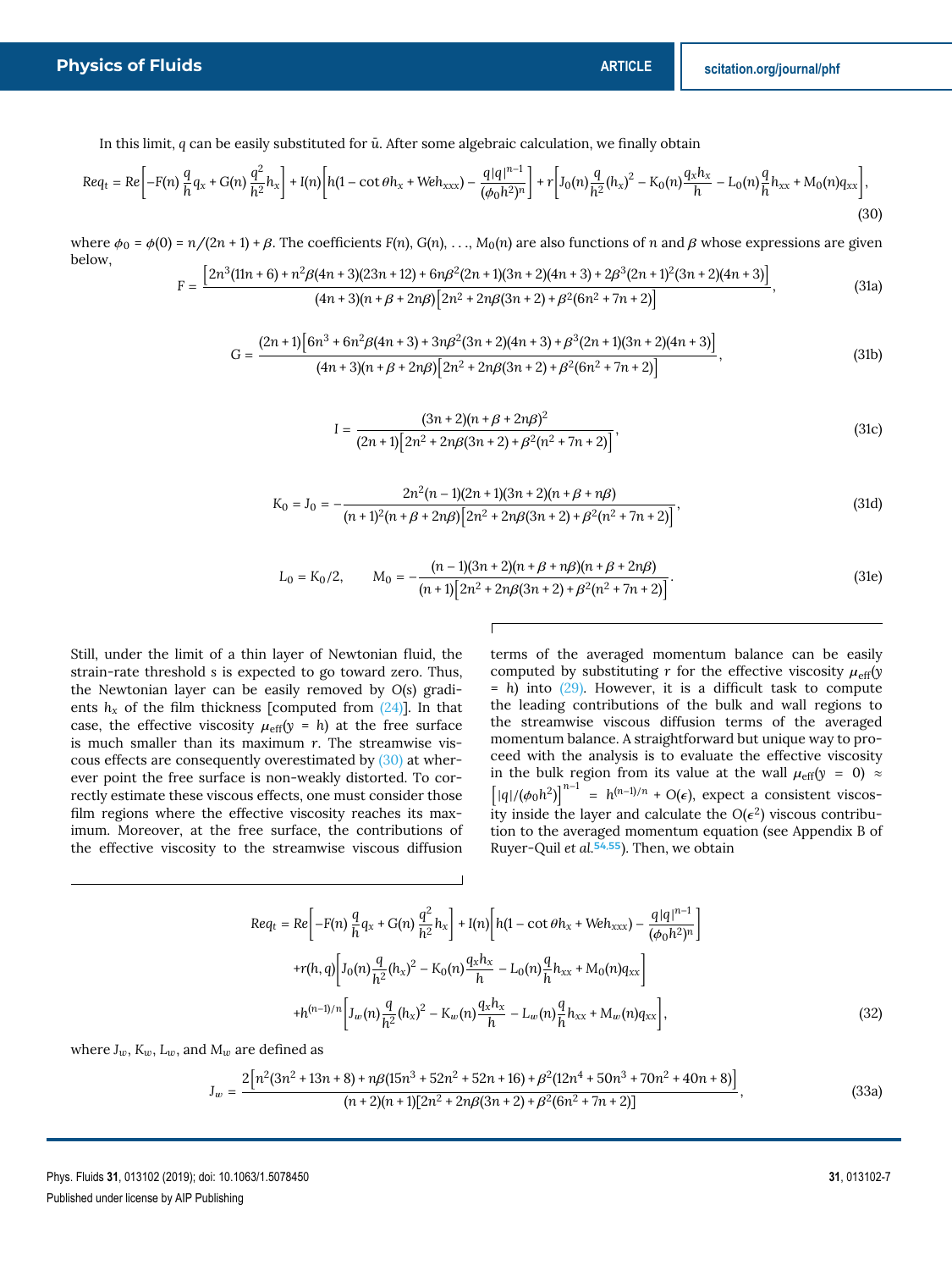In this limit, $q$ can be easily substituted for $\tilde{u}$. After some algebraic calculation, we finally obtain

$$Req_t = Re\left[-F(n)\,\frac{q}{h}q_x + G(n)\,\frac{q^2}{h^2}h_x\right] + I(n)\left[h(1-\cot\theta h_x + We h_{xxx}) - \frac{q|q|^{n-1}}{(\phi_0 h^2)^n}\right] + r\left[J_0(n)\frac{q}{h^2}(h_x)^2 - K_0(n)\frac{q_x h_x}{h} - L_0(n)\frac{q}{h}h_{xx} + M_0(n)q_{xx}\right], \tag{30}$$

where $\phi_0 = \phi(0) = n/(2n+1) + \beta$. The coefficients $F(n)$, $G(n)$, ..., $M_0(n)$ are also functions of $n$ and $\beta$ whose expressions are given below,

$$F = \frac{\left[2n^3(11n+6) + n^2\beta(4n+3)(23n+12) + 6n\beta^2(2n+1)(3n+2)(4n+3) + 2\beta^3(2n+1)^2(3n+2)(4n+3)\right]}{(4n+3)(n+\beta+2n\beta)\left[2n^2+2n\beta(3n+2)+\beta^2(6n^2+7n+2)\right]}, \tag{31a}$$

$$G = \frac{(2n+1)\left[6n^3 + 6n^2\beta(4n+3) + 3n\beta^2(3n+2)(4n+3) + \beta^3(2n+1)(3n+2)(4n+3)\right]}{(4n+3)(n+\beta+2n\beta)\left[2n^2+2n\beta(3n+2)+\beta^2(6n^2+7n+2)\right]}, \tag{31b}$$

$$I = \frac{(3n+2)(n+\beta+2n\beta)^2}{(2n+1)\left[2n^2+2n\beta(3n+2)+\beta^2(n^2+7n+2)\right]}, \tag{31c}$$

$$K_0 = J_0 = -\frac{2n^2(n-1)(2n+1)(3n+2)(n+\beta+n\beta)}{(n+1)^2(n+\beta+2n\beta)\left[2n^2+2n\beta(3n+2)+\beta^2(n^2+7n+2)\right]}, \tag{31d}$$

$$L_0 = K_0/2, \qquad M_0 = -\frac{(n-1)(3n+2)(n+\beta+n\beta)(n+\beta+2n\beta)}{(n+1)\left[2n^2+2n\beta(3n+2)+\beta^2(n^2+7n+2)\right]}. \tag{31e}$$

Still, under the limit of a thin layer of Newtonian fluid, the strain-rate threshold $s$ is expected to go toward zero. Thus, the Newtonian layer can be easily removed by $O(s)$ gradients $h_x$ of the film thickness [computed from (24)]. In that case, the effective viscosity $\mu_{\text{eff}}(y = h)$ at the free surface is much smaller than its maximum $r$. The streamwise viscous effects are consequently overestimated by (30) at wherever point the free surface is non-weakly distorted. To correctly estimate these viscous effects, one must consider those film regions where the effective viscosity reaches its maximum. Moreover, at the free surface, the contributions of the effective viscosity to the streamwise viscous diffusion terms of the averaged momentum balance can be easily computed by substituting $r$ for the effective viscosity $\mu_{\text{eff}}(y = h)$ into (29). However, it is a difficult task to compute the leading contributions of the bulk and wall regions to the streamwise viscous diffusion terms of the averaged momentum balance. A straightforward but unique way to proceed with the analysis is to evaluate the effective viscosity in the bulk region from its value at the wall $\mu_{\text{eff}}(y = 0) \approx \left[|q|/(\phi_0 h^2)\right]^{n-1} = h^{(n-1)/n} + O(\epsilon)$, expect a consistent viscosity inside the layer and calculate the $O(\epsilon^2)$ viscous contribution to the averaged momentum equation (see Appendix B of Ruyer-Quil *et al.*[54,55]). Then, we obtain

$$\begin{aligned} Req_t = {} & Re\left[-F(n)\,\frac{q}{h}q_x + G(n)\,\frac{q^2}{h^2}h_x\right] + I(n)\left[h(1-\cot\theta h_x + We h_{xxx}) - \frac{q|q|^{n-1}}{(\phi_0 h^2)^n}\right] \\ & + r(h,q)\left[J_0(n)\frac{q}{h^2}(h_x)^2 - K_0(n)\frac{q_x h_x}{h} - L_0(n)\frac{q}{h}h_{xx} + M_0(n)q_{xx}\right] \\ & + h^{(n-1)/n}\left[J_w(n)\frac{q}{h^2}(h_x)^2 - K_w(n)\frac{q_x h_x}{h} - L_w(n)\frac{q}{h}h_{xx} + M_w(n)q_{xx}\right], \end{aligned} \tag{32}$$

where $J_w$, $K_w$, $L_w$, and $M_w$ are defined as

$$J_w = \frac{2\left[n^2(3n^2+13n+8) + n\beta(15n^3+52n^2+52n+16) + \beta^2(12n^4+50n^3+70n^2+40n+8)\right]}{(n+2)(n+1)[2n^2+2n\beta(3n+2)+\beta^2(6n^2+7n+2)]}, \tag{33a}$$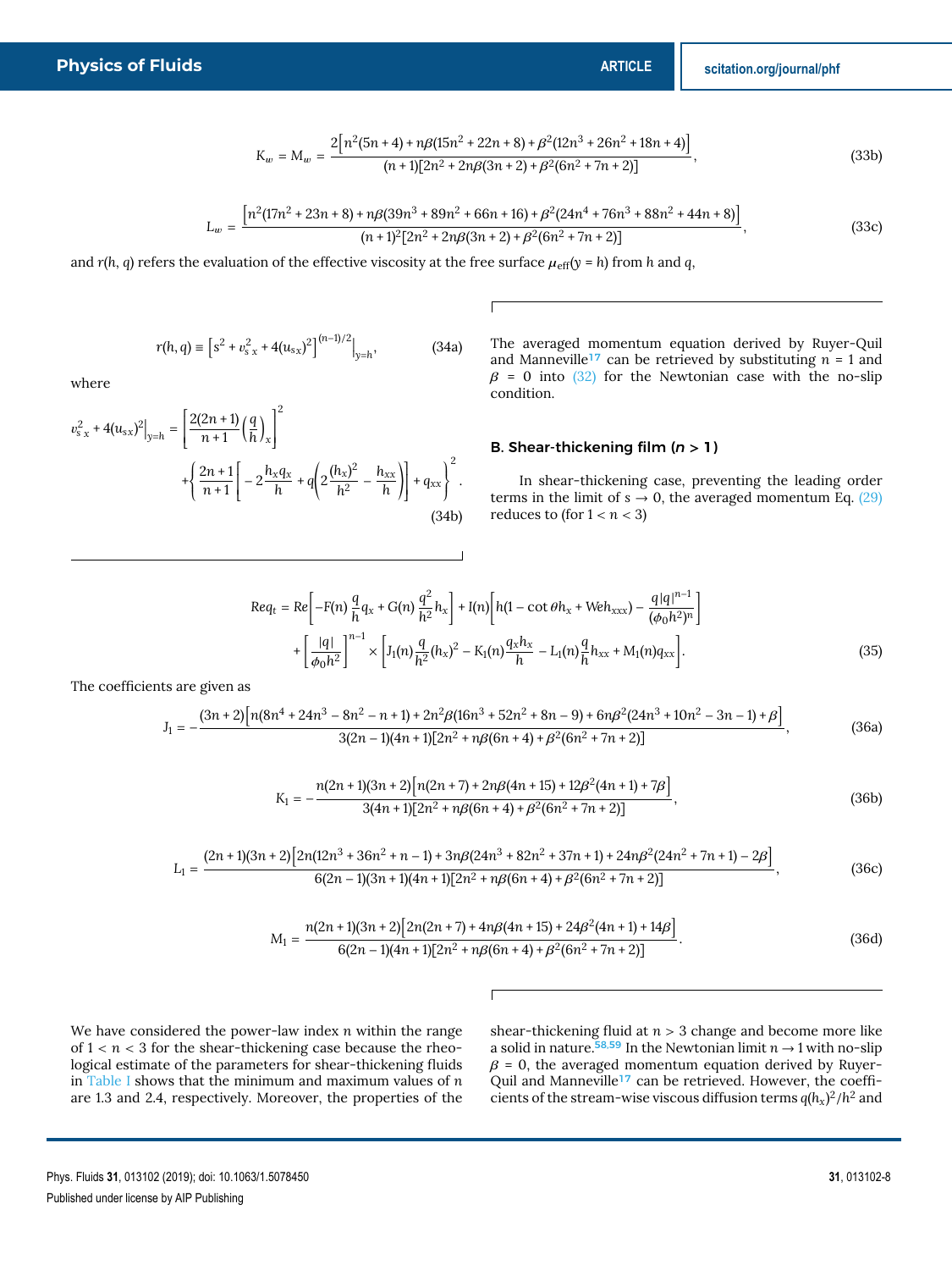$$K_w = M_w = \frac{2\left[n^2(5n+4) + n\beta(15n^2+22n+8) + \beta^2(12n^3+26n^2+18n+4)\right]}{(n+1)[2n^2+2n\beta(3n+2)+\beta^2(6n^2+7n+2)]}, \tag{33b}$$

$$L_w = \frac{\left[n^2(17n^2+23n+8) + n\beta(39n^3+89n^2+66n+16) + \beta^2(24n^4+76n^3+88n^2+44n+8)\right]}{(n+1)^2[2n^2+2n\beta(3n+2)+\beta^2(6n^2+7n+2)]}, \tag{33c}$$

and $r(h, q)$ refers the evaluation of the effective viscosity at the free surface $\mu_{\text{eff}}(y = h)$ from $h$ and $q$,

$$r(h,q) \equiv \left[s^2 + v_{s\,x}^2 + 4(u_{sx})^2\right]^{(n-1)/2}\Big|_{y=h}, \tag{34a}$$

where

$$v_{s\,x}^2 + 4(u_{sx})^2\Big|_{y=h} = \left[\frac{2(2n+1)}{n+1}\left(\frac{q}{h}\right)_x\right]^2 + \left\{\frac{2n+1}{n+1}\left[-2\frac{h_x q_x}{h} + q\left(2\frac{(h_x)^2}{h^2} - \frac{h_{xx}}{h}\right)\right] + q_{xx}\right\}^2. \tag{34b}$$

The averaged momentum equation derived by Ruyer-Quil and Manneville[17] can be retrieved by substituting $n = 1$ and $\beta = 0$ into (32) for the Newtonian case with the no-slip condition.

### B. Shear-thickening film ($n > 1$)

In shear-thickening case, preventing the leading order terms in the limit of $s \to 0$, the averaged momentum Eq. (29) reduces to (for $1 < n < 3$)

$$\begin{aligned} Req_t = Re\left[-F(n)\frac{q}{h}q_x + G(n)\frac{q^2}{h^2}h_x\right] + I(n)\left[h(1-\cot\theta h_x + We h_{xxx}) - \frac{q|q|^{n-1}}{(\phi_0 h^2)^n}\right] \\ + \left[\frac{|q|}{\phi_0 h^2}\right]^{n-1} \times \left[J_1(n)\frac{q}{h^2}(h_x)^2 - K_1(n)\frac{q_x h_x}{h} - L_1(n)\frac{q}{h}h_{xx} + M_1(n)q_{xx}\right]. \end{aligned} \tag{35}$$

The coefficients are given as

$$J_1 = -\frac{(3n+2)\left[n(8n^4+24n^3-8n^2-n+1) + 2n^2\beta(16n^3+52n^2+8n-9) + 6n\beta^2(24n^3+10n^2-3n-1) + \beta\right]}{3(2n-1)(4n+1)[2n^2+n\beta(6n+4)+\beta^2(6n^2+7n+2)]}, \tag{36a}$$

$$K_1 = -\frac{n(2n+1)(3n+2)\left[n(2n+7) + 2n\beta(4n+15) + 12\beta^2(4n+1) + 7\beta\right]}{3(4n+1)[2n^2+n\beta(6n+4)+\beta^2(6n^2+7n+2)]}, \tag{36b}$$

$$L_1 = \frac{(2n+1)(3n+2)\left[2n(12n^3+36n^2+n-1) + 3n\beta(24n^3+82n^2+37n+1) + 24n\beta^2(24n^2+7n+1) - 2\beta\right]}{6(2n-1)(3n+1)(4n+1)[2n^2+n\beta(6n+4)+\beta^2(6n^2+7n+2)]}, \tag{36c}$$

$$M_1 = \frac{n(2n+1)(3n+2)\left[2n(2n+7) + 4n\beta(4n+15) + 24\beta^2(4n+1) + 14\beta\right]}{6(2n-1)(4n+1)[2n^2+n\beta(6n+4)+\beta^2(6n^2+7n+2)]}. \tag{36d}$$

We have considered the power-law index $n$ within the range of $1 < n < 3$ for the shear-thickening case because the rheological estimate of the parameters for shear-thickening fluids in Table I shows that the minimum and maximum values of $n$ are 1.3 and 2.4, respectively. Moreover, the properties of the shear-thickening fluid at $n > 3$ change and become more like a solid in nature.[58,59] In the Newtonian limit $n \to 1$ with no-slip $\beta = 0$, the averaged momentum equation derived by Ruyer-Quil and Manneville[17] can be retrieved. However, the coefficients of the stream-wise viscous diffusion terms $q(h_x)^2/h^2$ and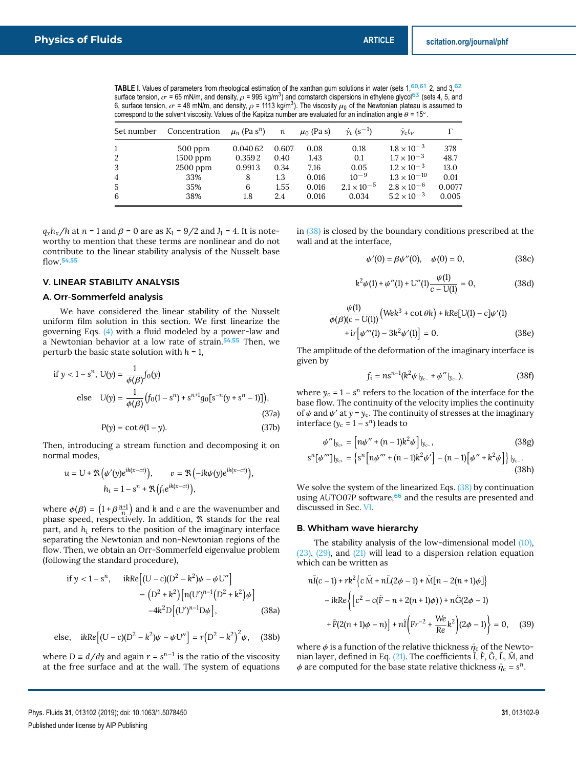TABLE I. Values of parameters from rheological estimation of the xanthan gum solutions in water (sets 1,[60,61] 2, and 3,[62] surface tension, $\sigma$ = 65 mN/m, and density, $\rho$ = 995 kg/m$^3$) and cornstarch dispersions in ethylene glycol[63] (sets 4, 5, and 6, surface tension, $\sigma$ = 48 mN/m, and density, $\rho$ = 1113 kg/m$^3$). The viscosity $\mu_0$ of the Newtonian plateau is assumed to correspond to the solvent viscosity. Values of the Kapitza number are evaluated for an inclination angle $\theta = 15°$.

| Set number | Concentration | $\mu_n$ (Pa s$^n$) | $n$ | $\mu_0$ (Pa s) | $\dot{\gamma}_c$ (s$^{-1}$) | $\dot{\gamma}_c t_\nu$ | $\Gamma$ |
|---|---|---|---|---|---|---|---|
| 1 | 500 ppm | 0.040 62 | 0.607 | 0.08 | 0.18 | $1.8 \times 10^{-3}$ | 378 |
| 2 | 1500 ppm | 0.3592 | 0.40 | 1.43 | 0.1 | $1.7 \times 10^{-3}$ | 48.7 |
| 3 | 2500 ppm | 0.9913 | 0.34 | 7.16 | 0.05 | $1.2 \times 10^{-3}$ | 13.0 |
| 4 | 33% | 8 | 1.3 | 0.016 | $10^{-9}$ | $1.3 \times 10^{-10}$ | 0.01 |
| 5 | 35% | 6 | 1.55 | 0.016 | $2.1 \times 10^{-5}$ | $2.8 \times 10^{-6}$ | 0.0077 |
| 6 | 38% | 1.8 | 2.4 | 0.016 | 0.034 | $5.2 \times 10^{-3}$ | 0.005 |

$q_x h_x/h$ at $n = 1$ and $\beta = 0$ are as $K_1 = 9/2$ and $J_1 = 4$. It is noteworthy to mention that these terms are nonlinear and do not contribute to the linear stability analysis of the Nusselt base flow.[54,55]

## V. LINEAR STABILITY ANALYSIS

### A. Orr-Sommerfeld analysis

We have considered the linear stability of the Nusselt uniform film solution in this section. We first linearize the governing Eqs. (4) with a fluid modeled by a power-law and a Newtonian behavior at a low rate of strain.[54,55] Then, we perturb the basic state solution with $h = 1$,

$$\text{if } y < 1 - s^n,\ U(y) = \frac{1}{\phi(\beta)} f_0(y)$$

$$\text{else}\quad U(y) = \frac{1}{\phi(\beta)}\left(f_0(1 - s^n) + s^{n+1} g_0[s^{-n}(y + s^n - 1)]\right), \tag{37a}$$

$$P(y) = \cot\theta(1 - y). \tag{37b}$$

Then, introducing a stream function and decomposing it on normal modes,

$$u = U + \Re\left(\psi'(y)e^{ik(x-ct)}\right), \qquad v = \Re\left(-ik\psi(y)e^{ik(x-ct)}\right),$$
$$h_i = 1 - s^n + \Re\left(f_i e^{ik(x-ct)}\right),$$

where $\phi(\beta) = \left(1 + \beta\frac{n+1}{n}\right)$ and $k$ and $c$ are the wavenumber and phase speed, respectively. In addition, $\Re$ stands for the real part, and $h_i$ refers to the position of the imaginary interface separating the Newtonian and non-Newtonian regions of the flow. Then, we obtain an Orr-Sommerfeld eigenvalue problem (following the standard procedure),

$$\text{if } y < 1 - s^n,\quad ikRe\left[(U - c)(D^2 - k^2)\psi - \psi U''\right] = \left(D^2 + k^2\right)\left[n(U')^{n-1}\left(D^2 + k^2\right)\psi\right] - 4k^2 D\left[(U')^{n-1}D\psi\right], \tag{38a}$$

$$\text{else,}\quad ikRe\left[(U - c)(D^2 - k^2)\psi - \psi U''\right] = r\left(D^2 - k^2\right)^2\psi, \tag{38b}$$

where $D \equiv d/dy$ and again $r = s^{n-1}$ is the ratio of the viscosity at the free surface and at the wall. The system of equations in (38) is closed by the boundary conditions prescribed at the wall and at the interface,

$$\psi'(0) = \beta\psi''(0), \quad \psi(0) = 0, \tag{38c}$$

$$k^2\psi(1) + \psi''(1) + U''(1)\frac{\psi(1)}{c - U(1)} = 0, \tag{38d}$$

$$\frac{\psi(1)}{\phi(\beta)(c - U(1))}\left(Wek^3 + \cot\theta k\right) + kRe[U(1) - c]\psi'(1) + ir\left[\psi'''(1) - 3k^2\psi'(1)\right] = 0. \tag{38e}$$

The amplitude of the deformation of the imaginary interface is given by

$$f_i = ns^{n-1}(k^2\psi|_{y_{c-}} + \psi''|_{y_{c-}}), \tag{38f}$$

where $y_c = 1 - s^n$ refers to the location of the interface for the base flow. The continuity of the velocity implies the continuity of $\psi$ and $\psi'$ at $y = y_c$. The continuity of stresses at the imaginary interface ($y_c = 1 - s^n$) leads to

$$\psi''|_{y_{c+}} = \left[n\psi'' + (n-1)k^2\psi\right]|_{y_{c-}}, \tag{38g}$$

$$s^n[\psi''']|_{y_{c+}} = \left\{s^n\left[n\psi''' + (n-1)k^2\psi'\right] - (n-1)\left[\psi'' + k^2\psi\right]\right\}|_{y_{c-}}. \tag{38h}$$

We solve the system of the linearized Eqs. (38) by continuation using *AUTO07P* software,[66] and the results are presented and discussed in Sec. VI.

### B. Whitham wave hierarchy

The stability analysis of the low-dimensional model (10), (23), (29), and (21) will lead to a dispersion relation equation which can be written as

$$n\tilde{I}(c - 1) + rk^2\left\{c\tilde{M} + n\tilde{L}(2\phi - 1) + \tilde{M}[n - 2(n+1)\phi]\right\} - ikRe\left\{\left[c^2 - c(\tilde{F} - n + 2(n+1)\phi)\right) + n\tilde{G}(2\phi - 1) + \tilde{F}(2(n+1)\phi - n)\right] + n\tilde{I}\left(Fr^{-2} + \frac{We}{Re}k^2\right)(2\phi - 1)\right\} = 0, \tag{39}$$

where $\phi$ is a function of the relative thickness $\bar{\eta}_c$ of the Newtonian layer, defined in Eq. (21). The coefficients $\tilde{I}$, $\tilde{F}$, $\tilde{G}$, $\tilde{L}$, $\tilde{M}$, and $\phi$ are computed for the base state relative thickness $\bar{\eta}_c = s^n$.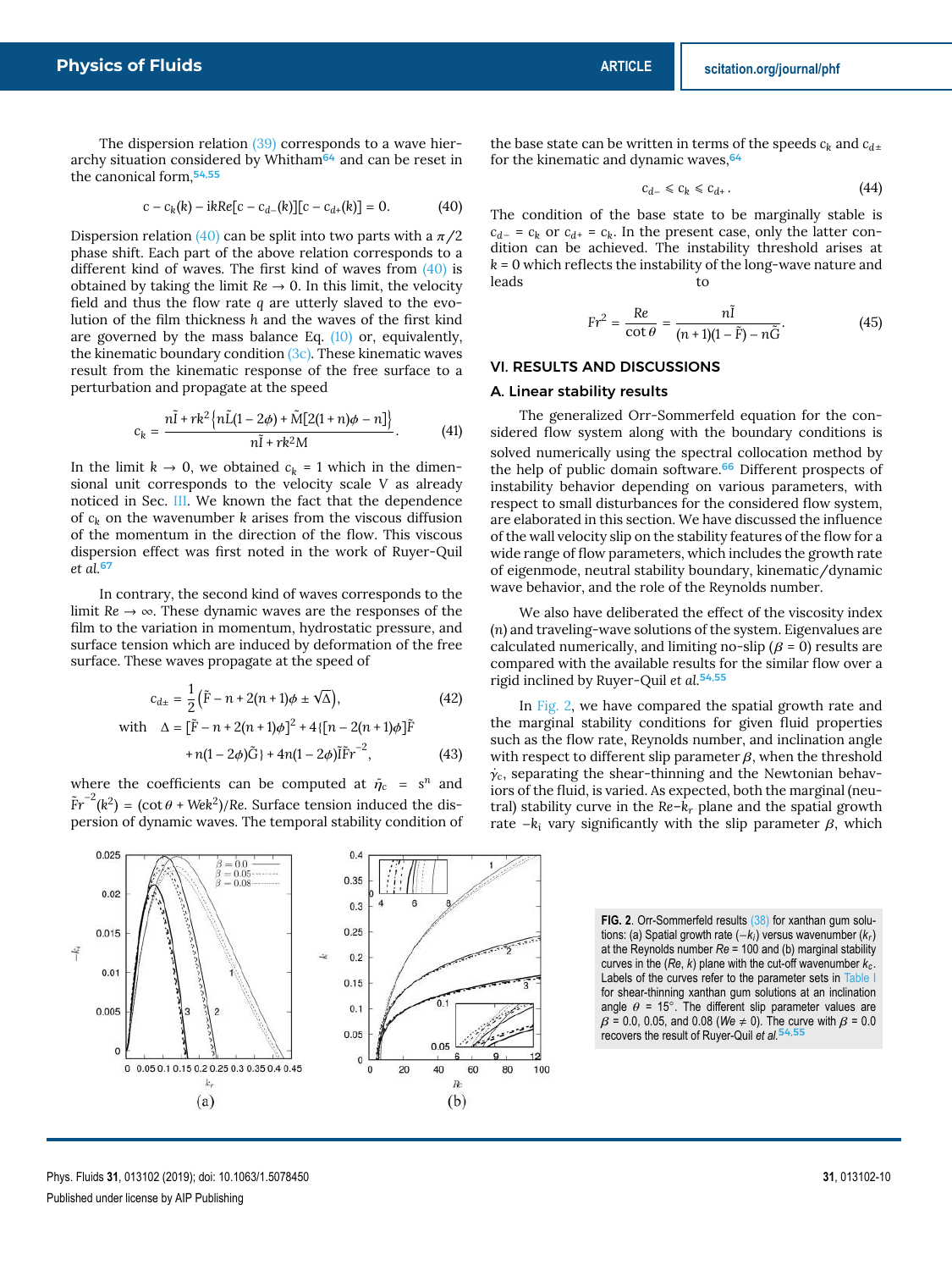The dispersion relation (39) corresponds to a wave hierarchy situation considered by Whitham[64] and can be reset in the canonical form,[54,55]

$$c - c_k(k) - ikRe[c - c_{d-}(k)][c - c_{d+}(k)] = 0. \tag{40}$$

Dispersion relation (40) can be split into two parts with a $\pi/2$ phase shift. Each part of the above relation corresponds to a different kind of waves. The first kind of waves from (40) is obtained by taking the limit $Re \to 0$. In this limit, the velocity field and thus the flow rate $q$ are utterly slaved to the evolution of the film thickness $h$ and the waves of the first kind are governed by the mass balance Eq. (10) or, equivalently, the kinematic boundary condition (3c). These kinematic waves result from the kinematic response of the free surface to a perturbation and propagate at the speed

$$c_k = \frac{n\tilde{I} + rk^2\{n\tilde{L}(1-2\phi) + \tilde{M}[2(1+n)\phi - n]\}}{n\tilde{I} + rk^2 M}. \tag{41}$$

In the limit $k \to 0$, we obtained $c_k = 1$ which in the dimensional unit corresponds to the velocity scale V as already noticed in Sec. III. We known the fact that the dependence of $c_k$ on the wavenumber $k$ arises from the viscous diffusion of the momentum in the direction of the flow. This viscous dispersion effect was first noted in the work of Ruyer-Quil *et al.*[67]

In contrary, the second kind of waves corresponds to the limit $Re \to \infty$. These dynamic waves are the responses of the film to the variation in momentum, hydrostatic pressure, and surface tension which are induced by deformation of the free surface. These waves propagate at the speed of

$$c_{d\pm} = \frac{1}{2}\left(\tilde{F} - n + 2(n+1)\phi \pm \sqrt{\Delta}\right), \tag{42}$$

$$\text{with} \quad \Delta = [\tilde{F} - n + 2(n+1)\phi]^2 + 4\{[n - 2(n+1)\phi]\tilde{F} + n(1-2\phi)\tilde{G}\} + 4n(1-2\phi)\tilde{I}\tilde{F}r^{-2}, \tag{43}$$

where the coefficients can be computed at $\tilde{\eta}_c = s^n$ and $\tilde{F}r^{-2}(k^2) = (\cot\theta + Wek^2)/Re$. Surface tension induced the dispersion of dynamic waves. The temporal stability condition of the base state can be written in terms of the speeds $c_k$ and $c_{d\pm}$ for the kinematic and dynamic waves,[64]

$$c_{d-} \leqslant c_k \leqslant c_{d+}. \tag{44}$$

The condition of the base state to be marginally stable is $c_{d-} = c_k$ or $c_{d+} = c_k$. In the present case, only the latter condition can be achieved. The instability threshold arises at $k = 0$ which reflects the instability of the long-wave nature and leads to

$$Fr^2 = \frac{Re}{\cot\theta} = \frac{n\tilde{I}}{(n+1)(1-\tilde{F}) - n\tilde{G}}. \tag{45}$$

## VI. RESULTS AND DISCUSSIONS

### A. Linear stability results

The generalized Orr-Sommerfeld equation for the considered flow system along with the boundary conditions is solved numerically using the spectral collocation method by the help of public domain software.[66] Different prospects of instability behavior depending on various parameters, with respect to small disturbances for the considered flow system, are elaborated in this section. We have discussed the influence of the wall velocity slip on the stability features of the flow for a wide range of flow parameters, which includes the growth rate of eigenmode, neutral stability boundary, kinematic/dynamic wave behavior, and the role of the Reynolds number.

We also have deliberated the effect of the viscosity index ($n$) and traveling-wave solutions of the system. Eigenvalues are calculated numerically, and limiting no-slip ($\beta = 0$) results are compared with the available results for the similar flow over a rigid inclined by Ruyer-Quil *et al.*[54,55]

In Fig. 2, we have compared the spatial growth rate and the marginal stability conditions for given fluid properties such as the flow rate, Reynolds number, and inclination angle with respect to different slip parameter $\beta$, when the threshold $\dot{\gamma}_c$, separating the shear-thinning and the Newtonian behaviors of the fluid, is varied. As expected, both the marginal (neutral) stability curve in the $Re$–$k_r$ plane and the spatial growth rate $-k_i$ vary significantly with the slip parameter $\beta$, which

FIG. 2. Orr-Sommerfeld results (38) for xanthan gum solutions: (a) Spatial growth rate ($-k_i$) versus wavenumber ($k_r$) at the Reynolds number $Re = 100$ and (b) marginal stability curves in the ($Re$, $k$) plane with the cut-off wavenumber $k_c$. Labels of the curves refer to the parameter sets in Table I for shear-thinning xanthan gum solutions at an inclination angle $\theta = 15°$. The different slip parameter values are $\beta = 0.0$, 0.05, and 0.08 ($We \neq 0$). The curve with $\beta = 0.0$ recovers the result of Ruyer-Quil *et al.*[54,55]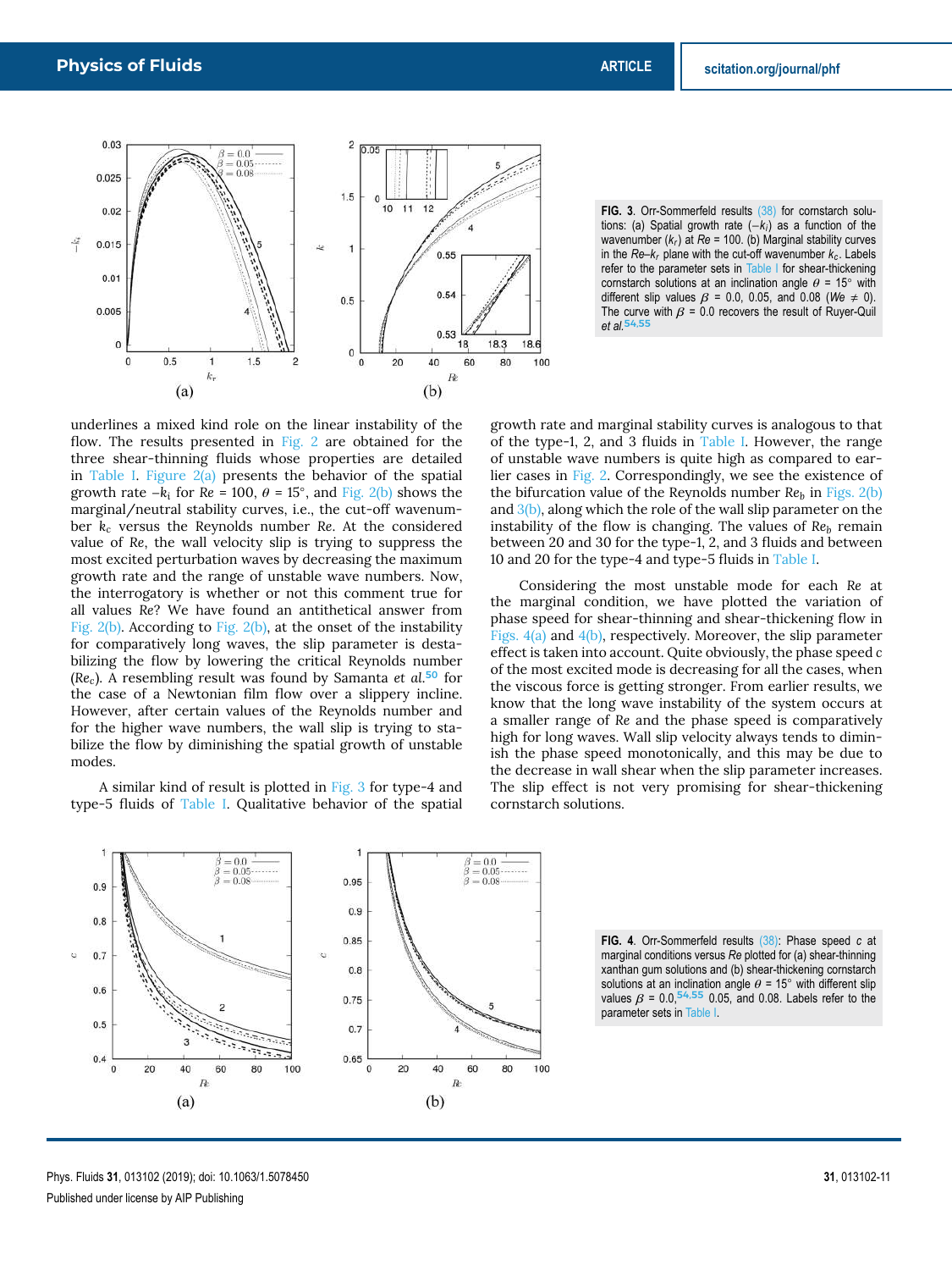FIG. 3. Orr-Sommerfeld results (38) for cornstarch solutions: (a) Spatial growth rate ($-k_i$) as a function of the wavenumber ($k_r$) at $Re = 100$. (b) Marginal stability curves in the $Re$–$k_r$ plane with the cut-off wavenumber $k_c$. Labels refer to the parameter sets in Table I for shear-thickening cornstarch solutions at an inclination angle $\theta = 15°$ with different slip values $\beta = 0.0$, 0.05, and 0.08 ($We \neq 0$). The curve with $\beta = 0.0$ recovers the result of Ruyer-Quil *et al.*[54,55]

underlines a mixed kind role on the linear instability of the flow. The results presented in Fig. 2 are obtained for the three shear-thinning fluids whose properties are detailed in Table I. Figure 2(a) presents the behavior of the spatial growth rate $-k_i$ for $Re = 100$, $\theta = 15°$, and Fig. 2(b) shows the marginal/neutral stability curves, i.e., the cut-off wavenumber $k_c$ versus the Reynolds number $Re$. At the considered value of $Re$, the wall velocity slip is trying to suppress the most excited perturbation waves by decreasing the maximum growth rate and the range of unstable wave numbers. Now, the interrogatory is whether or not this comment true for all values $Re$? We have found an antithetical answer from Fig. 2(b). According to Fig. 2(b), at the onset of the instability for comparatively long waves, the slip parameter is destabilizing the flow by lowering the critical Reynolds number ($Re_c$). A resembling result was found by Samanta *et al.*[50] for the case of a Newtonian film flow over a slippery incline. However, after certain values of the Reynolds number and for the higher wave numbers, the wall slip is trying to stabilize the flow by diminishing the spatial growth of unstable modes.

A similar kind of result is plotted in Fig. 3 for type-4 and type-5 fluids of Table I. Qualitative behavior of the spatial growth rate and marginal stability curves is analogous to that of the type-1, 2, and 3 fluids in Table I. However, the range of unstable wave numbers is quite high as compared to earlier cases in Fig. 2. Correspondingly, we see the existence of the bifurcation value of the Reynolds number $Re_b$ in Figs. 2(b) and 3(b), along which the role of the wall slip parameter on the instability of the flow is changing. The values of $Re_b$ remain between 20 and 30 for the type-1, 2, and 3 fluids and between 10 and 20 for the type-4 and type-5 fluids in Table I.

Considering the most unstable mode for each $Re$ at the marginal condition, we have plotted the variation of phase speed for shear-thinning and shear-thickening flow in Figs. 4(a) and 4(b), respectively. Moreover, the slip parameter effect is taken into account. Quite obviously, the phase speed $c$ of the most excited mode is decreasing for all the cases, when the viscous force is getting stronger. From earlier results, we know that the long wave instability of the system occurs at a smaller range of $Re$ and the phase speed is comparatively high for long waves. Wall slip velocity always tends to diminish the phase speed monotonically, and this may be due to the decrease in wall shear when the slip parameter increases. The slip effect is not very promising for shear-thickening cornstarch solutions.

FIG. 4. Orr-Sommerfeld results (38): Phase speed $c$ at marginal conditions versus $Re$ plotted for (a) shear-thinning xanthan gum solutions and (b) shear-thickening cornstarch solutions at an inclination angle $\theta = 15°$ with different slip values $\beta = 0.0$,[54,55] 0.05, and 0.08. Labels refer to the parameter sets in Table I.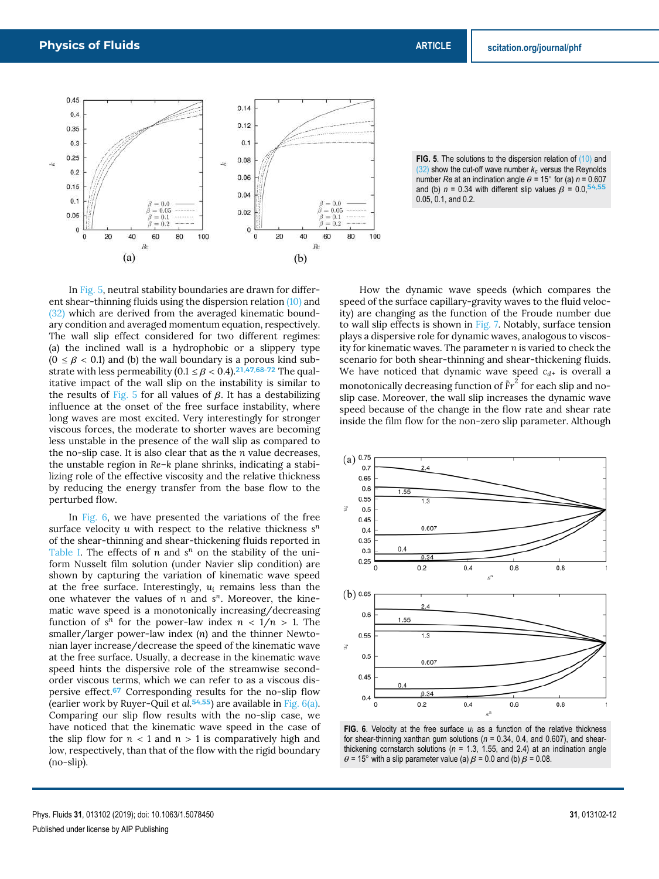FIG. 5. The solutions to the dispersion relation of (10) and (32) show the cut-off wave number $k_c$ versus the Reynolds number $Re$ at an inclination angle $\theta = 15°$ for (a) $n = 0.607$ and (b) $n = 0.34$ with different slip values $\beta$ = 0.0,[54,55] 0.05, 0.1, and 0.2.

In Fig. 5, neutral stability boundaries are drawn for different shear-thinning fluids using the dispersion relation (10) and (32) which are derived from the averaged kinematic boundary condition and averaged momentum equation, respectively. The wall slip effect considered for two different regimes: (a) the inclined wall is a hydrophobic or a slippery type ($0 \leq \beta < 0.1$) and (b) the wall boundary is a porous kind substrate with less permeability ($0.1 \leq \beta < 0.4$).[21,47,68–72] The qualitative impact of the wall slip on the instability is similar to the results of Fig. 5 for all values of $\beta$. It has a destabilizing influence at the onset of the free surface instability, where long waves are most excited. Very interestingly for stronger viscous forces, the moderate to shorter waves are becoming less unstable in the presence of the wall slip as compared to the no-slip case. It is also clear that as the $n$ value decreases, the unstable region in $Re$–$k$ plane shrinks, indicating a stabilizing role of the effective viscosity and the relative thickness by reducing the energy transfer from the base flow to the perturbed flow.

In Fig. 6, we have presented the variations of the free surface velocity $u$ with respect to the relative thickness $s^n$ of the shear-thinning and shear-thickening fluids reported in Table I. The effects of $n$ and $s^n$ on the stability of the uniform Nusselt film solution (under Navier slip condition) are shown by capturing the variation of kinematic wave speed at the free surface. Interestingly, $u_i$ remains less than the one whatever the values of $n$ and $s^n$. Moreover, the kinematic wave speed is a monotonically increasing/decreasing function of $s^n$ for the power-law index $n < 1/n > 1$. The smaller/larger power-law index ($n$) and the thinner Newtonian layer increase/decrease the speed of the kinematic wave at the free surface. Usually, a decrease in the kinematic wave speed hints the dispersive role of the streamwise second-order viscous terms, which we can refer to as a viscous dispersive effect.[67] Corresponding results for the no-slip flow (earlier work by Ruyer-Quil *et al.*[54,55]) are available in Fig. 6(a). Comparing our slip flow results with the no-slip case, we have noticed that the kinematic wave speed in the case of the slip flow for $n < 1$ and $n > 1$ is comparatively high and low, respectively, than that of the flow with the rigid boundary (no-slip).

How the dynamic wave speeds (which compares the speed of the surface capillary-gravity waves to the fluid velocity) are changing as the function of the Froude number due to wall slip effects is shown in Fig. 7. Notably, surface tension plays a dispersive role for dynamic waves, analogous to viscosity for kinematic waves. The parameter $n$ is varied to check the scenario for both shear-thinning and shear-thickening fluids. We have noticed that dynamic wave speed $c_{d+}$ is overall a monotonically decreasing function of $\tilde{Fr}^2$ for each slip and no-slip case. Moreover, the wall slip increases the dynamic wave speed because of the change in the flow rate and shear rate inside the film flow for the non-zero slip parameter. Although

FIG. 6. Velocity at the free surface $u_i$ as a function of the relative thickness for shear-thinning xanthan gum solutions ($n$ = 0.34, 0.4, and 0.607), and shear-thickening cornstarch solutions ($n$ = 1.3, 1.55, and 2.4) at an inclination angle $\theta = 15°$ with a slip parameter value (a) $\beta = 0.0$ and (b) $\beta = 0.08$.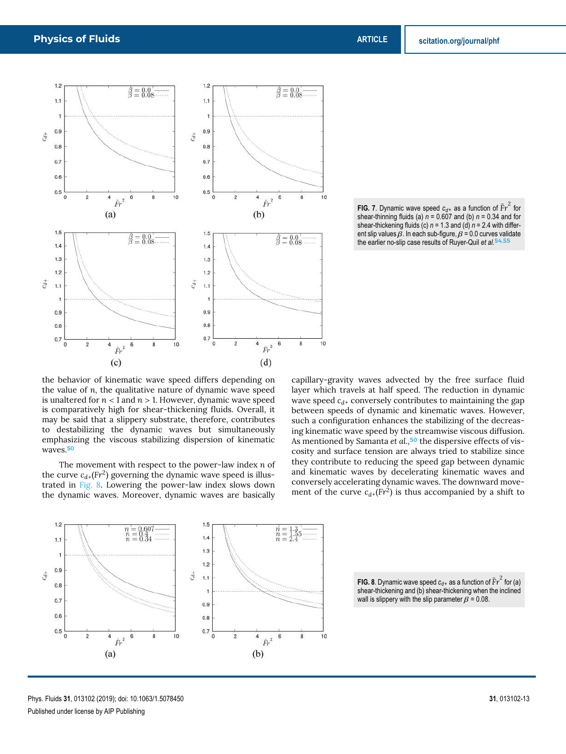FIG. 7. Dynamic wave speed $c_{d+}$ as a function of $\tilde{Fr}^2$ for shear-thinning fluids (a) $n = 0.607$ and (b) $n = 0.34$ and for shear-thickening fluids (c) $n = 1.3$ and (d) $n = 2.4$ with different slip values $\beta$. In each sub-figure, $\beta = 0.0$ curves validate the earlier no-slip case results of Ruyer-Quil *et al.*[54,55]

the behavior of kinematic wave speed differs depending on the value of $n$, the qualitative nature of dynamic wave speed is unaltered for $n < 1$ and $n > 1$. However, dynamic wave speed is comparatively high for shear-thickening fluids. Overall, it may be said that a slippery substrate, therefore, contributes to destabilizing the dynamic waves but simultaneously emphasizing the viscous stabilizing dispersion of kinematic waves.[50]

The movement with respect to the power-law index $n$ of the curve $c_{d+}(Fr^2)$ governing the dynamic wave speed is illustrated in Fig. 8. Lowering the power-law index slows down the dynamic waves. Moreover, dynamic waves are basically capillary-gravity waves advected by the free surface fluid layer which travels at half speed. The reduction in dynamic wave speed $c_{d+}$ conversely contributes to maintaining the gap between speeds of dynamic and kinematic waves. However, such a configuration enhances the stabilizing of the decreasing kinematic wave speed by the streamwise viscous diffusion. As mentioned by Samanta *et al.*,[50] the dispersive effects of viscosity and surface tension are always tried to stabilize since they contribute to reducing the speed gap between dynamic and kinematic waves by decelerating kinematic waves and conversely accelerating dynamic waves. The downward movement of the curve $c_{d+}(Fr^2)$ is thus accompanied by a shift to

FIG. 8. Dynamic wave speed $c_{d+}$ as a function of $\tilde{Fr}^2$ for (a) shear-thickening and (b) shear-thickening when the inclined wall is slippery with the slip parameter $\beta = 0.08$.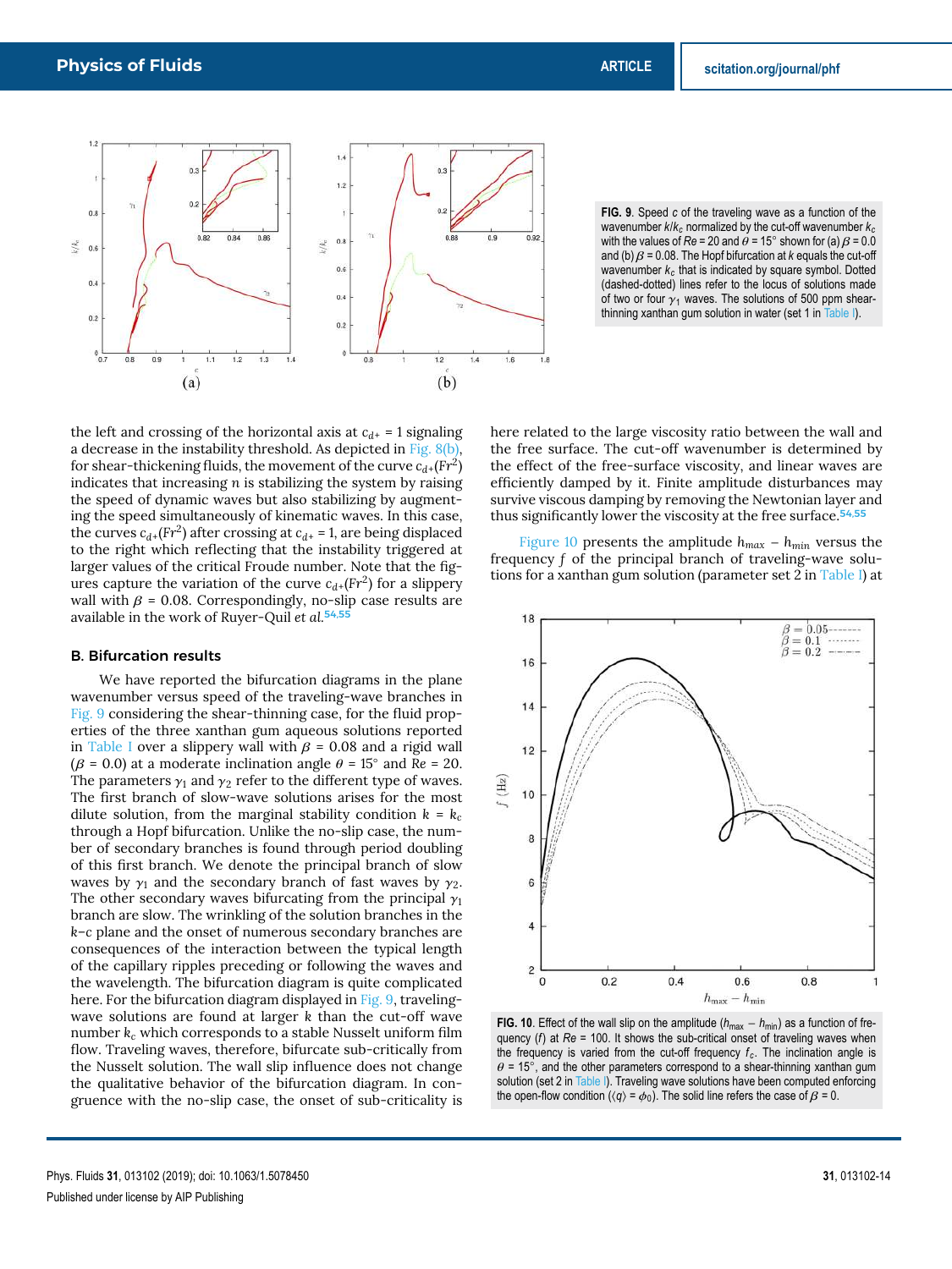FIG. 9. Speed $c$ of the traveling wave as a function of the wavenumber $k/k_c$ normalized by the cut-off wavenumber $k_c$ with the values of $Re = 20$ and $\theta = 15°$ shown for (a) $\beta = 0.0$ and (b) $\beta = 0.08$. The Hopf bifurcation at $k$ equals the cut-off wavenumber $k_c$ that is indicated by square symbol. Dotted (dashed-dotted) lines refer to the locus of solutions made of two or four $\gamma_1$ waves. The solutions of 500 ppm shear-thinning xanthan gum solution in water (set 1 in Table I).

the left and crossing of the horizontal axis at $c_{d+} = 1$ signaling a decrease in the instability threshold. As depicted in Fig. 8(b), for shear-thickening fluids, the movement of the curve $c_{d+}(Fr^2)$ indicates that increasing $n$ is stabilizing the system by raising the speed of dynamic waves but also stabilizing by augmenting the speed simultaneously of kinematic waves. In this case, the curves $c_{d+}(Fr^2)$ after crossing at $c_{d+} = 1$, are being displaced to the right which reflecting that the instability triggered at larger values of the critical Froude number. Note that the figures capture the variation of the curve $c_{d+}(Fr^2)$ for a slippery wall with $\beta = 0.08$. Correspondingly, no-slip case results are available in the work of Ruyer-Quil *et al.*[54,55]

### B. Bifurcation results

We have reported the bifurcation diagrams in the plane wavenumber versus speed of the traveling-wave branches in Fig. 9 considering the shear-thinning case, for the fluid properties of the three xanthan gum aqueous solutions reported in Table I over a slippery wall with $\beta = 0.08$ and a rigid wall ($\beta = 0.0$) at a moderate inclination angle $\theta = 15°$ and $Re = 20$. The parameters $\gamma_1$ and $\gamma_2$ refer to the different type of waves. The first branch of slow-wave solutions arises for the most dilute solution, from the marginal stability condition $k = k_c$ through a Hopf bifurcation. Unlike the no-slip case, the number of secondary branches is found through period doubling of this first branch. We denote the principal branch of slow waves by $\gamma_1$ and the secondary branch of fast waves by $\gamma_2$. The other secondary waves bifurcating from the principal $\gamma_1$ branch are slow. The wrinkling of the solution branches in the $k$–$c$ plane and the onset of numerous secondary branches are consequences of the interaction between the typical length of the capillary ripples preceding or following the waves and the wavelength. The bifurcation diagram is quite complicated here. For the bifurcation diagram displayed in Fig. 9, traveling-wave solutions are found at larger $k$ than the cut-off wave number $k_c$ which corresponds to a stable Nusselt uniform film flow. Traveling waves, therefore, bifurcate sub-critically from the Nusselt solution. The wall slip influence does not change the qualitative behavior of the bifurcation diagram. In congruence with the no-slip case, the onset of sub-criticality is here related to the large viscosity ratio between the wall and the free surface. The cut-off wavenumber is determined by the effect of the free-surface viscosity, and linear waves are efficiently damped by it. Finite amplitude disturbances may survive viscous damping by removing the Newtonian layer and thus significantly lower the viscosity at the free surface.[54,55]

Figure 10 presents the amplitude $h_{max} - h_{min}$ versus the frequency $f$ of the principal branch of traveling-wave solutions for a xanthan gum solution (parameter set 2 in Table I) at

FIG. 10. Effect of the wall slip on the amplitude ($h_{max} - h_{min}$) as a function of frequency ($f$) at $Re = 100$. It shows the sub-critical onset of traveling waves when the frequency is varied from the cut-off frequency $f_c$. The inclination angle is $\theta = 15°$, and the other parameters correspond to a shear-thinning xanthan gum solution (set 2 in Table I). Traveling wave solutions have been computed enforcing the open-flow condition ($\langle q \rangle = \phi_0$). The solid line refers the case of $\beta = 0$.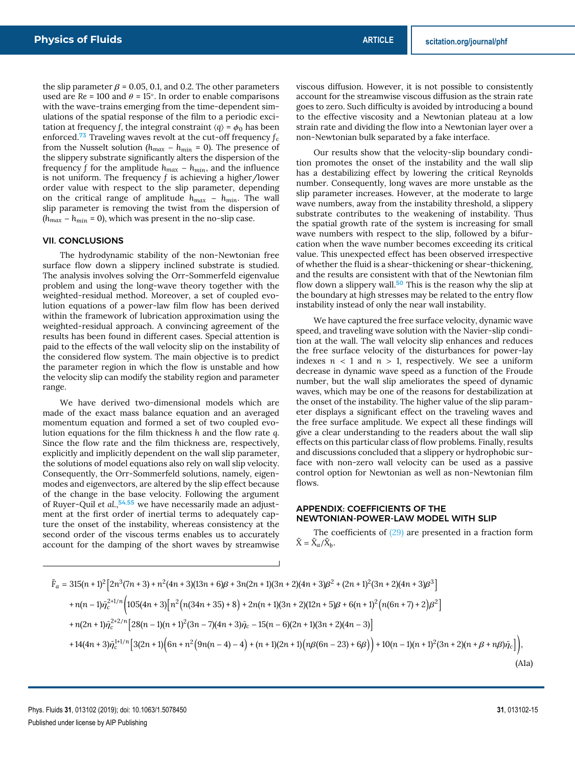the slip parameter $\beta = 0.05$, 0.1, and 0.2. The other parameters used are $Re = 100$ and $\theta = 15°$. In order to enable comparisons with the wave-trains emerging from the time-dependent simulations of the spatial response of the film to a periodic excitation at frequency $f$, the integral constraint $\langle q \rangle = \phi_0$ has been enforced.[73] Traveling waves revolt at the cut-off frequency $f_c$ from the Nusselt solution ($h_{max} - h_{min} = 0$). The presence of the slippery substrate significantly alters the dispersion of the frequency $f$ for the amplitude $h_{max} - h_{min}$, and the influence is not uniform. The frequency $f$ is achieving a higher/lower order value with respect to the slip parameter, depending on the critical range of amplitude $h_{max} - h_{min}$. The wall slip parameter is removing the twist from the dispersion of ($h_{max} - h_{min} = 0$), which was present in the no-slip case.

## VII. CONCLUSIONS

The hydrodynamic stability of the non-Newtonian free surface flow down a slippery inclined substrate is studied. The analysis involves solving the Orr-Sommerfeld eigenvalue problem and using the long-wave theory together with the weighted-residual method. Moreover, a set of coupled evolution equations of a power-law film flow has been derived within the framework of lubrication approximation using the weighted-residual approach. A convincing agreement of the results has been found in different cases. Special attention is paid to the effects of the wall velocity slip on the instability of the considered flow system. The main objective is to predict the parameter region in which the flow is unstable and how the velocity slip can modify the stability region and parameter range.

We have derived two-dimensional models which are made of the exact mass balance equation and an averaged momentum equation and formed a set of two coupled evolution equations for the film thickness $h$ and the flow rate $q$. Since the flow rate and the film thickness are, respectively, explicitly and implicitly dependent on the wall slip parameter, the solutions of model equations also rely on wall slip velocity. Consequently, the Orr-Sommerfeld solutions, namely, eigenmodes and eigenvectors, are altered by the slip effect because of the change in the base velocity. Following the argument of Ruyer-Quil *et al.*,[54,55] we have necessarily made an adjustment at the first order of inertial terms to adequately capture the onset of the instability, whereas consistency at the second order of the viscous terms enables us to accurately account for the damping of the short waves by streamwise viscous diffusion. However, it is not possible to consistently account for the streamwise viscous diffusion as the strain rate goes to zero. Such difficulty is avoided by introducing a bound to the effective viscosity and a Newtonian plateau at a low strain rate and dividing the flow into a Newtonian layer over a non-Newtonian bulk separated by a fake interface.

Our results show that the velocity-slip boundary condition promotes the onset of the instability and the wall slip has a destabilizing effect by lowering the critical Reynolds number. Consequently, long waves are more unstable as the slip parameter increases. However, at the moderate to large wave numbers, away from the instability threshold, a slippery substrate contributes to the weakening of instability. Thus the spatial growth rate of the system is increasing for small wave numbers with respect to the slip, followed by a bifurcation when the wave number becomes exceeding its critical value. This unexpected effect has been observed irrespective of whether the fluid is a shear-thickening or shear-thickening, and the results are consistent with that of the Newtonian film flow down a slippery wall.[50] This is the reason why the slip at the boundary at high stresses may be related to the entry flow instability instead of only the near wall instability.

We have captured the free surface velocity, dynamic wave speed, and traveling wave solution with the Navier-slip condition at the wall. The wall velocity slip enhances and reduces the free surface velocity of the disturbances for power-lay indexes $n < 1$ and $n > 1$, respectively. We see a uniform decrease in dynamic wave speed as a function of the Froude number, but the wall slip ameliorates the speed of dynamic waves, which may be one of the reasons for destabilization at the onset of the instability. The higher value of the slip parameter displays a significant effect on the traveling waves and the free surface amplitude. We expect all these findings will give a clear understanding to the readers about the wall slip effects on this particular class of flow problems. Finally, results and discussions concluded that a slippery or hydrophobic surface with non-zero wall velocity can be used as a passive control option for Newtonian as well as non-Newtonian film flows.

## APPENDIX: COEFFICIENTS OF THE NEWTONIAN-POWER-LAW MODEL WITH SLIP

The coefficients of (29) are presented in a fraction form $\tilde{X} = \tilde{X}_a/\tilde{X}_b$.

$$
\begin{aligned}
\tilde{F}_a = {} & 315(n+1)^2\Big[2n^3(7n+3) + n^2(4n+3)(13n+6)\beta + 3n(2n+1)(3n+2)(4n+3)\beta^2 + (2n+1)^2(3n+2)(4n+3)\beta^3\Big] \\
& + n(n-1)\bar{\eta}_c^{2+1/n}\Big(105(4n+3)\Big[n^2\Big(n(34n+35)+8\Big) + 2n(n+1)(3n+2)(12n+5)\beta + 6(n+1)^2\Big(n(6n+7)+2\Big)\beta^2\Big] \\
& + n(2n+1)\bar{\eta}_c^{2+2/n}\Big[28(n-1)(n+1)^2(3n-7)(4n+3)\bar{\eta}_c - 15(n-6)(2n+1)(3n+2)(4n-3)\Big] \\
& + 14(4n+3)\bar{\eta}_c^{1+1/n}\Big[3(2n+1)\Big(6n + n^2\Big(9n(n-4)-4\Big) + (n+1)(2n+1)\Big(n\beta(6n-23)+6\beta\Big)\Big) + 10(n-1)(n+1)^2(3n+2)(n+\beta+n\beta)\bar{\eta}_c\Big]\Big),
\end{aligned}
\tag{A1a}
$$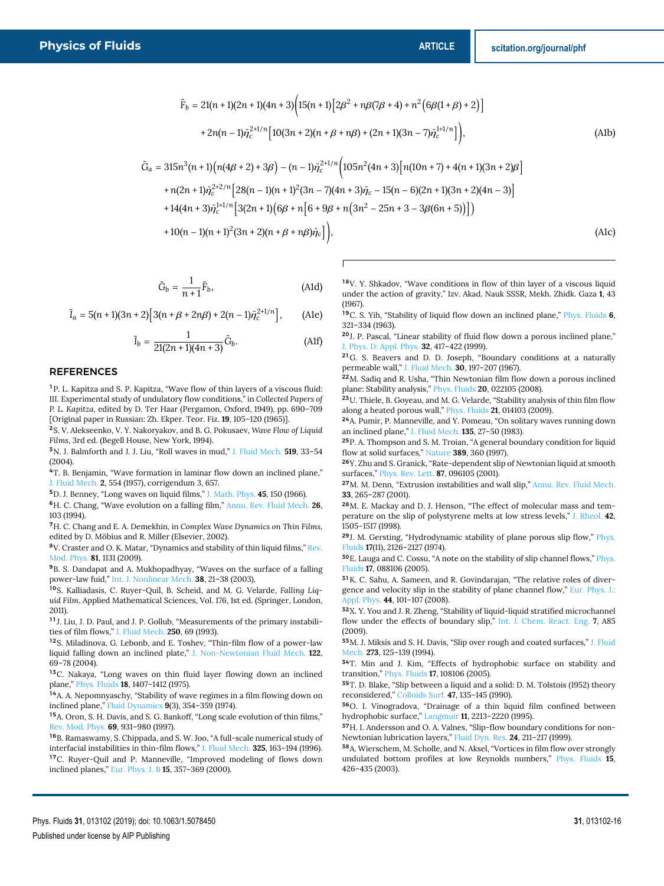$$
\begin{aligned}
\tilde{F}_b = {} & 21(n+1)(2n+1)(4n+3)\Big(15(n+1)\big[2\beta^2 + n\beta(7\beta+4) + n^2\big(6\beta(1+\beta)+2\big)\big] \\
& + 2n(n-1)\bar{\eta}_c^{2+1/n}\big[10(3n+2)(n+\beta+n\beta) + (2n+1)(3n-7)\bar{\eta}_c^{1+1/n}\big]\Big),
\end{aligned} \tag{A1b}
$$

$$
\begin{aligned}
\tilde{G}_a = {} & 315n^3(n+1)\big(n(4\beta+2)+3\beta\big) - (n-1)\bar{\eta}_c^{2+1/n}\Big(105n^2(4n+3)\big[n(10n+7) + 4(n+1)(3n+2)\beta\big] \\
& + n(2n+1)\bar{\eta}_c^{2+2/n}\big[28(n-1)(n+1)^2(3n-7)(4n+3)\bar{\eta}_c - 15(n-6)(2n+1)(3n+2)(4n-3)\big] \\
& + 14(4n+3)\bar{\eta}_c^{1+1/n}\big[3(2n+1)\big(6\beta + n\big[6+9\beta+n\big(3n^2-25n+3-3\beta(6n+5)\big)\big]\big) \\
& + 10(n-1)(n+1)^2(3n+2)(n+\beta+n\beta)\bar{\eta}_c\big]\Big),
\end{aligned} \tag{A1c}
$$

$$
\tilde{G}_b = \frac{1}{n+1}\tilde{F}_b, \tag{A1d}
$$

$$
\tilde{I}_a = 5(n+1)(3n+2)\big[3(n+\beta+2n\beta) + 2(n-1)\bar{\eta}_c^{2+1/n}\big], \tag{A1e}
$$

$$
\tilde{I}_b = \frac{1}{21(2n+1)(4n+3)}\tilde{G}_b. \tag{A1f}
$$

## REFERENCES

[1] P. L. Kapitza and S. P. Kapitza, "Wave flow of thin layers of a viscous fluid: III. Experimental study of undulatory flow conditions," in *Collected Papers of P. L. Kapitza*, edited by D. Ter Haar (Pergamon, Oxford, 1949), pp. 690–709 [Original paper in Russian: Zh. Ekper. Teor. Fiz. **19**, 105–120 (1965)].

[2] S. V. Alekseenko, V. Y. Nakoryakov, and B. G. Pokusaev, *Wave Flow of Liquid Films*, 3rd ed. (Begell House, New York, 1994).

[3] N. J. Balmforth and J. J. Liu, "Roll waves in mud," J. Fluid Mech. **519**, 33–54 (2004).

[4] T. B. Benjamin, "Wave formation in laminar flow down an inclined plane," J. Fluid Mech. **2**, 554 (1957), corrigendum 3, 657.

[5] D. J. Benney, "Long waves on liquid films," J. Math. Phys. **45**, 150 (1966).

[6] H. C. Chang, "Wave evolution on a falling film," Annu. Rev. Fluid Mech. **26**, 103 (1994).

[7] H. C. Chang and E. A. Demekhin, in *Complex Wave Dynamics on Thin Films*, edited by D. Möbius and R. Miller (Elsevier, 2002).

[8] V. Craster and O. K. Matar, "Dynamics and stability of thin liquid films," Rev. Mod. Phys. **81**, 1131 (2009).

[9] B. S. Dandapat and A. Mukhopadhyay, "Waves on the surface of a falling power-law fuid," Int. J. Nonlinear Mech. **38**, 21–38 (2003).

[10] S. Kalliadasis, C. Ruyer-Quil, B. Scheid, and M. G. Velarde, *Falling Liquid Film*, Applied Mathematical Sciences, Vol. 176, 1st ed. (Springer, London, 2011).

[11] J. Liu, J. D. Paul, and J. P. Gollub, "Measurements of the primary instabilities of film flows," J. Fluid Mech. **250**, 69 (1993).

[12] S. Miladinova, G. Lebonb, and E. Toshev, "Thin-film flow of a power-law liquid falling down an inclined plate," J. Non-Newtonian Fluid Mech. **122**, 69–78 (2004).

[13] C. Nakaya, "Long waves on thin fluid layer flowing down an inclined plane," Phys. Fluids **18**, 1407–1412 (1975).

[14] A. A. Nepomnyaschy, "Stability of wave regimes in a film flowing down on inclined plane," Fluid Dynamics **9**(3), 354–359 (1974).

[15] A. Oron, S. H. Davis, and S. G. Bankoff, "Long scale evolution of thin films," Rev. Mod. Phys. **69**, 931–980 (1997).

[16] B. Ramaswamy, S. Chippada, and S. W. Joo, "A full-scale numerical study of interfacial instabilities in thin-film flows," J. Fluid Mech. **325**, 163–194 (1996).

[17] C. Ruyer-Quil and P. Manneville, "Improved modeling of flows down inclined planes," Eur. Phys. J. B **15**, 357–369 (2000).

[18] V. Y. Shkadov, "Wave conditions in flow of thin layer of a viscous liquid under the action of gravity," Izv. Akad. Nauk SSSR, Mekh. Zhidk. Gaza **1**, 43 (1967).

[19] C. S. Yih, "Stability of liquid flow down an inclined plane," Phys. Fluids **6**, 321–334 (1963).

[20] J. P. Pascal, "Linear stability of fluid flow down a porous inclined plane," J. Phys. D: Appl. Phys. **32**, 417–422 (1999).

[21] G. S. Beavers and D. D. Joseph, "Boundary conditions at a naturally permeable wall," J. Fluid Mech. **30**, 197–207 (1967).

[22] M. Sadiq and R. Usha, "Thin Newtonian film flow down a porous inclined plane: Stability analysis," Phys. Fluids **20**, 022105 (2008).

[23] U. Thiele, B. Goyeau, and M. G. Velarde, "Stability analysis of thin film flow along a heated porous wall," Phys. Fluids **21**, 014103 (2009).

[24] A. Pumir, P. Manneville, and Y. Pomeau, "On solitary waves running down an inclined plane," J. Fluid Mech. **135**, 27–50 (1983).

[25] P. A. Thompson and S. M. Troian, "A general boundary condition for liquid flow at solid surfaces," Nature **389**, 360 (1997).

[26] Y. Zhu and S. Granick, "Rate-dependent slip of Newtonian liquid at smooth surfaces," Phys. Rev. Lett. **87**, 096105 (2001).

[27] M. M. Denn, "Extrusion instabilities and wall slip," Annu. Rev. Fluid Mech. **33**, 265–287 (2001).

[28] M. E. Mackay and D. J. Henson, "The effect of molecular mass and temperature on the slip of polystyrene melts at low stress levels," J. Rheol. **42**, 1505–1517 (1998).

[29] J. M. Gersting, "Hydrodynamic stability of plane porous slip flow," Phys. Fluids **17**(11), 2126–2127 (1974).

[30] E. Lauga and C. Cossu, "A note on the stability of slip channel flows," Phys. Fluids **17**, 088106 (2005).

[31] K. C. Sahu, A. Sameen, and R. Govindarajan, "The relative roles of divergence and velocity slip in the stability of plane channel flow," Eur. Phys. J.: Appl. Phys. **44**, 101–107 (2008).

[32] X. Y. You and J. R. Zheng, "Stability of liquid-liquid stratified microchannel flow under the effects of boundary slip," Int. J. Chem. React. Eng. **7**, A85 (2009).

[33] M. J. Miksis and S. H. Davis, "Slip over rough and coated surfaces," J. Fluid Mech. **273**, 125–139 (1994).

[34] T. Min and J. Kim, "Effects of hydrophobic surface on stability and transition," Phys. Fluids **17**, 108106 (2005).

[35] T. D. Blake, "Slip between a liquid and a solid: D. M. Tolstois (1952) theory reconsidered," Colloids Surf. **47**, 135–145 (1990).

[36] O. I. Vinogradova, "Drainage of a thin liquid film confined between hydrophobic surface," Langmuir **11**, 2213–2220 (1995).

[37] H. I. Andersson and O. A. Valnes, "Slip-flow boundary conditions for non-Newtonian lubrication layers," Fluid Dyn. Res. **24**, 211–217 (1999).

[38] A. Wierschem, M. Scholle, and N. Aksel, "Vortices in film flow over strongly undulated bottom profiles at low Reynolds numbers," Phys. Fluids **15**, 426–435 (2003).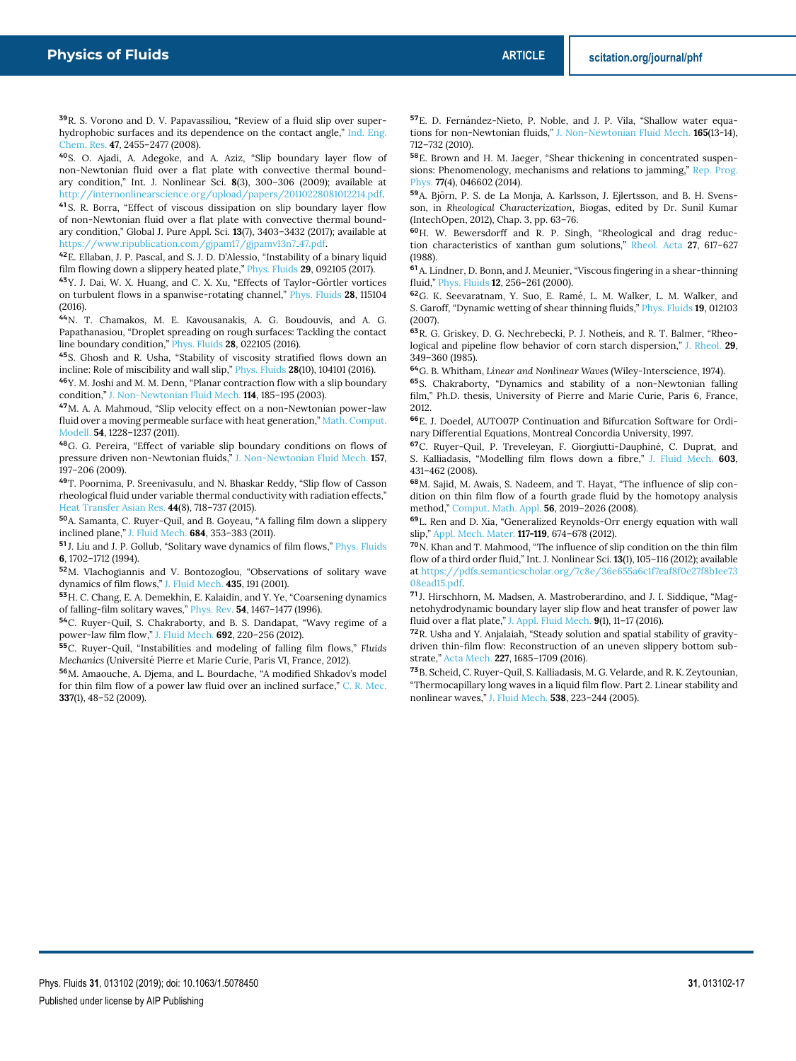[39]R. S. Vorono and D. V. Papavassiliou, "Review of a fluid slip over superhydrophobic surfaces and its dependence on the contact angle," Ind. Eng. Chem. Res. **47**, 2455–2477 (2008).

[40]S. O. Ajadi, A. Adegoke, and A. Aziz, "Slip boundary layer flow of non-Newtonian fluid over a flat plate with convective thermal boundary condition," Int. J. Nonlinear Sci. **8**(3), 300–306 (2009); available at http://internonlinearscience.org/upload/papers/20110228081012214.pdf.

[41]S. R. Borra, "Effect of viscous dissipation on slip boundary layer flow of non-Newtonian fluid over a flat plate with convective thermal boundary condition," Global J. Pure Appl. Sci. **13**(7), 3403–3432 (2017); available at https://www.ripublication.com/gjpam17/gjpamv13n7_47.pdf.

[42]E. Ellaban, J. P. Pascal, and S. J. D. D'Alessio, "Instability of a binary liquid film flowing down a slippery heated plate," Phys. Fluids **29**, 092105 (2017).

[43]Y. J. Dai, W. X. Huang, and C. X. Xu, "Effects of Taylor-Görtler vortices on turbulent flows in a spanwise-rotating channel," Phys. Fluids **28**, 115104 (2016).

[44]N. T. Chamakos, M. E. Kavousanakis, A. G. Boudouvis, and A. G. Papathanasiou, "Droplet spreading on rough surfaces: Tackling the contact line boundary condition," Phys. Fluids **28**, 022105 (2016).

[45]S. Ghosh and R. Usha, "Stability of viscosity stratified flows down an incline: Role of miscibility and wall slip," Phys. Fluids **28**(10), 104101 (2016).

[46]Y. M. Joshi and M. M. Denn, "Planar contraction flow with a slip boundary condition," J. Non-Newtonian Fluid Mech. **114**, 185–195 (2003).

[47]M. A. A. Mahmoud, "Slip velocity effect on a non-Newtonian power-law fluid over a moving permeable surface with heat generation," Math. Comput. Modell. **54**, 1228–1237 (2011).

[48]G. G. Pereira, "Effect of variable slip boundary conditions on flows of pressure driven non-Newtonian fluids," J. Non-Newtonian Fluid Mech. **157**, 197–206 (2009).

[49]T. Poornima, P. Sreenivasulu, and N. Bhaskar Reddy, "Slip flow of Casson rheological fluid under variable thermal conductivity with radiation effects," Heat Transfer Asian Res. **44**(8), 718–737 (2015).

[50]A. Samanta, C. Ruyer-Quil, and B. Goyeau, "A falling film down a slippery inclined plane," J. Fluid Mech. **684**, 353–383 (2011).

[51]J. Liu and J. P. Gollub, "Solitary wave dynamics of film flows," Phys. Fluids **6**, 1702–1712 (1994).

[52]M. Vlachogiannis and V. Bontozoglou, "Observations of solitary wave dynamics of film flows," J. Fluid Mech. **435**, 191 (2001).

[53]H. C. Chang, E. A. Demekhin, E. Kalaidin, and Y. Ye, "Coarsening dynamics of falling-film solitary waves," Phys. Rev. **54**, 1467–1477 (1996).

[54]C. Ruyer-Quil, S. Chakraborty, and B. S. Dandapat, "Wavy regime of a power-law film flow," J. Fluid Mech. **692**, 220–256 (2012).

[55]C. Ruyer-Quil, "Instabilities and modeling of falling film flows," *Fluids Mechanics* (Université Pierre et Marie Curie, Paris VI, France, 2012).

[56]M. Amaouche, A. Djema, and L. Bourdache, "A modified Shkadov's model for thin film flow of a power law fluid over an inclined surface," C. R. Mec. **337**(1), 48–52 (2009).

[57]E. D. Fernández-Nieto, P. Noble, and J. P. Vila, "Shallow water equations for non-Newtonian fluids," J. Non-Newtonian Fluid Mech. **165**(13-14), 712–732 (2010).

[58]E. Brown and H. M. Jaeger, "Shear thickening in concentrated suspensions: Phenomenology, mechanisms and relations to jamming," Rep. Prog. Phys. **77**(4), 046602 (2014).

[59]A. Björn, P. S. de La Monja, A. Karlsson, J. Ejlertsson, and B. H. Svensson, in *Rheological Characterization*, Biogas, edited by Dr. Sunil Kumar (IntechOpen, 2012), Chap. 3, pp. 63–76.

[60]H. W. Bewersdorff and R. P. Singh, "Rheological and drag reduction characteristics of xanthan gum solutions," Rheol. Acta **27**, 617–627 (1988).

[61]A. Lindner, D. Bonn, and J. Meunier, "Viscous fingering in a shear-thinning fluid," Phys. Fluids **12**, 256–261 (2000).

[62]G. K. Seevaratnam, Y. Suo, E. Ramé, L. M. Walker, L. M. Walker, and S. Garoff, "Dynamic wetting of shear thinning fluids," Phys. Fluids **19**, 012103 (2007).

[63]R. G. Griskey, D. G. Nechrebecki, P. J. Notheis, and R. T. Balmer, "Rheological and pipeline flow behavior of corn starch dispersion," J. Rheol. **29**, 349–360 (1985).

[64]G. B. Whitham, *Linear and Nonlinear Waves* (Wiley-Interscience, 1974).

[65]S. Chakraborty, "Dynamics and stability of a non-Newtonian falling film," Ph.D. thesis, University of Pierre and Marie Curie, Paris 6, France, 2012.

[66]E. J. Doedel, AUTO07P Continuation and Bifurcation Software for Ordinary Differential Equations, Montreal Concordia University, 1997.

[67]C. Ruyer-Quil, P. Treveleyan, F. Giorgiutti-Dauphiné, C. Duprat, and S. Kalliadasis, "Modelling film flows down a fibre," J. Fluid Mech. **603**, 431–462 (2008).

[68]M. Sajid, M. Awais, S. Nadeem, and T. Hayat, "The influence of slip condition on thin film flow of a fourth grade fluid by the homotopy analysis method," Comput. Math. Appl. **56**, 2019–2026 (2008).

[69]L. Ren and D. Xia, "Generalized Reynolds-Orr energy equation with wall slip," Appl. Mech. Mater. **117-119**, 674–678 (2012).

[70]N. Khan and T. Mahmood, "The influence of slip condition on the thin film flow of a third order fluid," Int. J. Nonlinear Sci. **13**(1), 105–116 (2012); available at https://pdfs.semanticscholar.org/7c8e/36e655a6c1f7eaf8f0e27f8b1ee7308ead15.pdf.

[71]J. Hirschhorn, M. Madsen, A. Mastroberardino, and J. I. Siddique, "Magnetohydrodynamic boundary layer slip flow and heat transfer of power law fluid over a flat plate," J. Appl. Fluid Mech. **9**(1), 11–17 (2016).

[72]R. Usha and Y. Anjalaiah, "Steady solution and spatial stability of gravity-driven thin-film flow: Reconstruction of an uneven slippery bottom substrate," Acta Mech. **227**, 1685–1709 (2016).

[73]B. Scheid, C. Ruyer-Quil, S. Kalliadasis, M. G. Velarde, and R. K. Zeytounian, "Thermocapillary long waves in a liquid film flow. Part 2. Linear stability and nonlinear waves," J. Fluid Mech. **538**, 223–244 (2005).